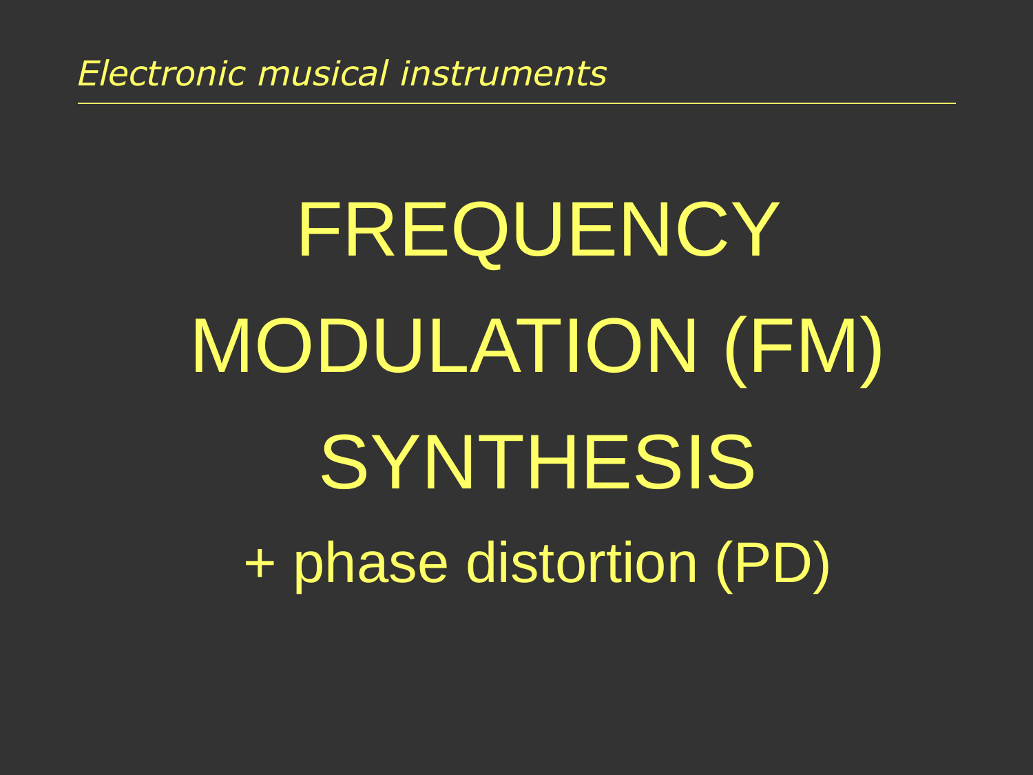*Electronic musical instruments*

# FREQUENCY MODULATION (FM) SYNTHESIS

## + phase distortion (PD)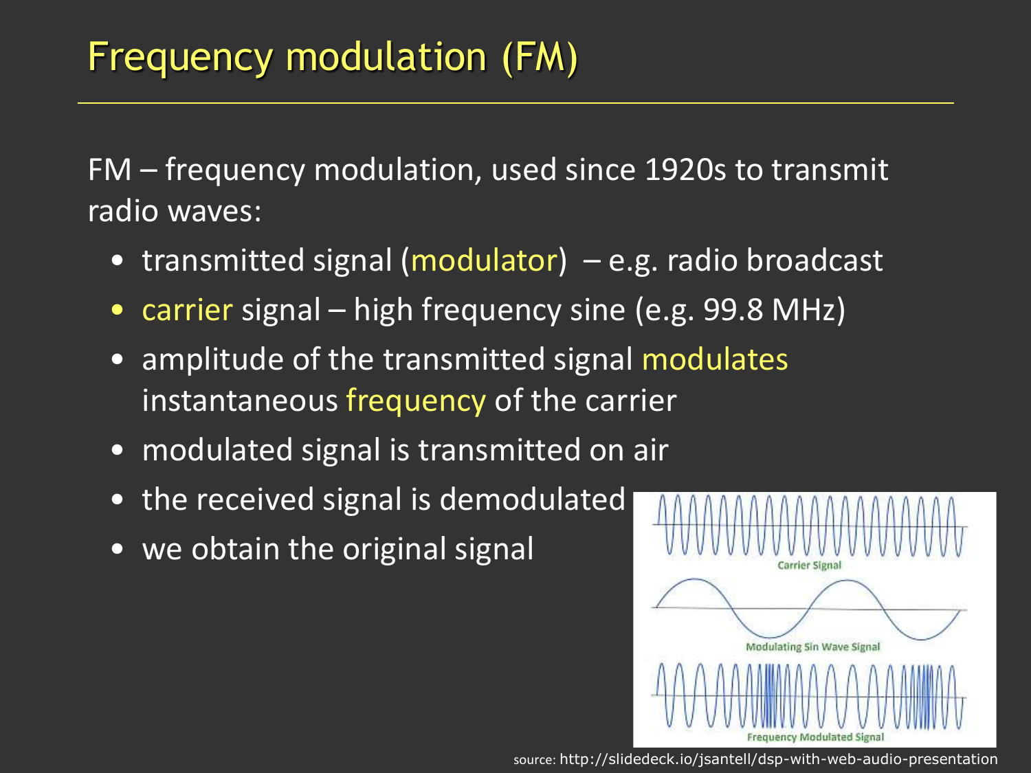# Frequency modulation (FM)

FM – frequency modulation, used since 1920s to transmit radio waves:

- transmitted signal (modulator) – e.g. radio broadcast
- carrier signal – high frequency sine (e.g. 99.8 MHz)
- amplitude of the transmitted signal modulates instantaneous frequency of the carrier
- modulated signal is transmitted on air
- the received signal is demodulated
- we obtain the original signal

source: http://slidedeck.io/jsantell/dsp-with-web-audio-presentation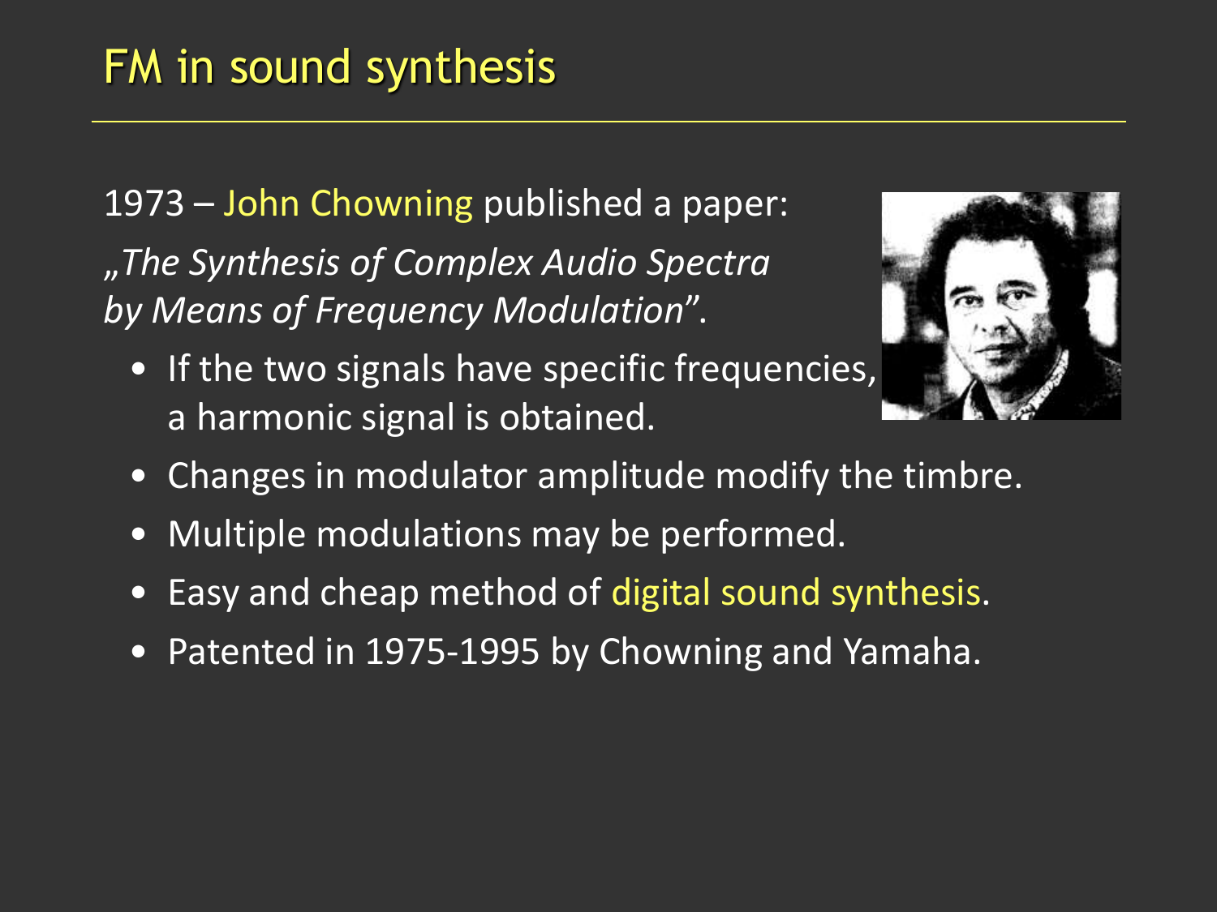# FM in sound synthesis

1973 – John Chowning published a paper:

*„The Synthesis of Complex Audio Spectra by Means of Frequency Modulation*".

- If the two signals have specific frequencies, a harmonic signal is obtained.
- Changes in modulator amplitude modify the timbre.
- Multiple modulations may be performed.
- Easy and cheap method of digital sound synthesis.
- Patented in 1975-1995 by Chowning and Yamaha.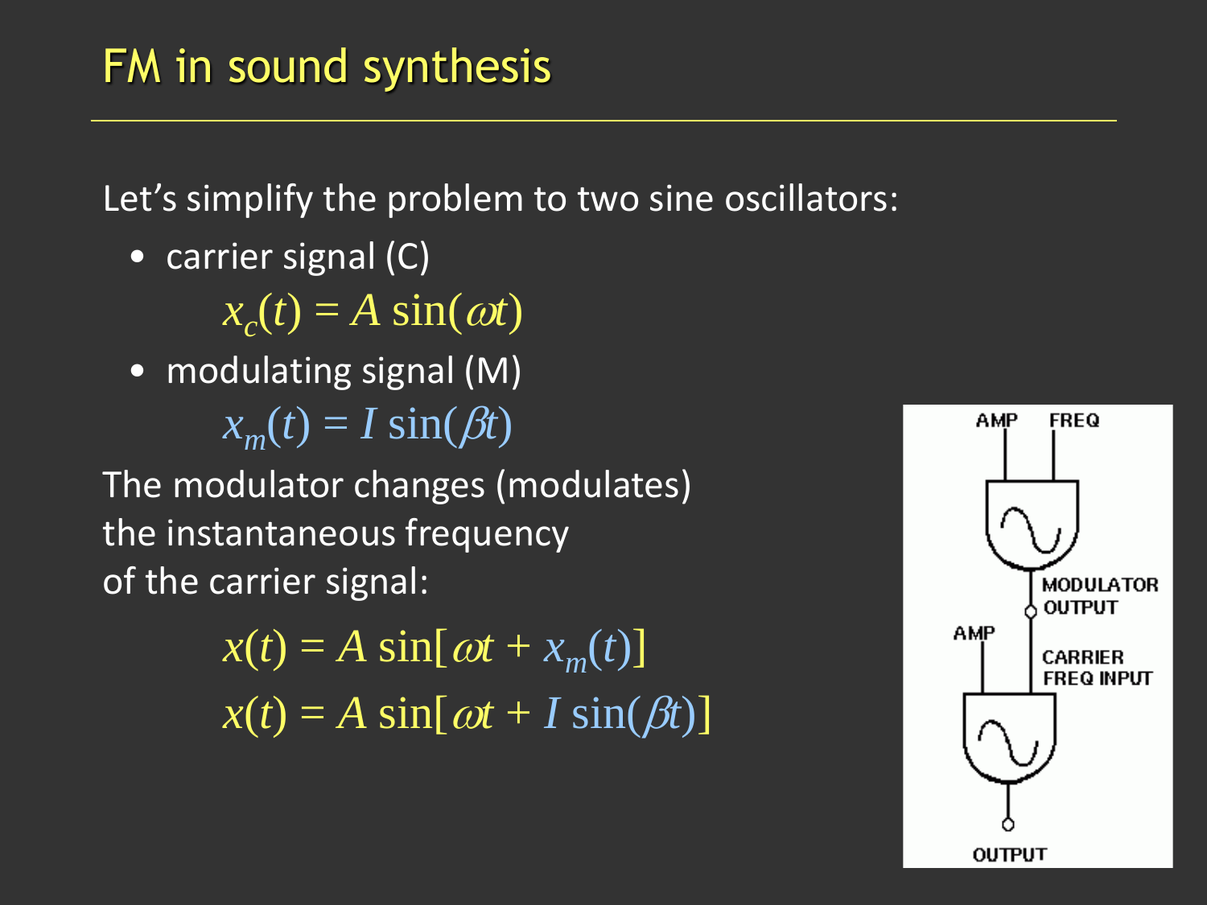# FM in sound synthesis

Let's simplify the problem to two sine oscillators:

- carrier signal (C)

  $$x_c(t) = A \sin(\omega t)$$

- modulating signal (M)

  $$x_m(t) = I \sin(\beta t)$$

The modulator changes (modulates) the instantaneous frequency of the carrier signal:

$$x(t) = A \sin[\omega t + x_m(t)]$$

$$x(t) = A \sin[\omega t + I \sin(\beta t)]$$

AMP FREQ

MODULATOR OUTPUT

AMP

CARRIER FREQ INPUT

OUTPUT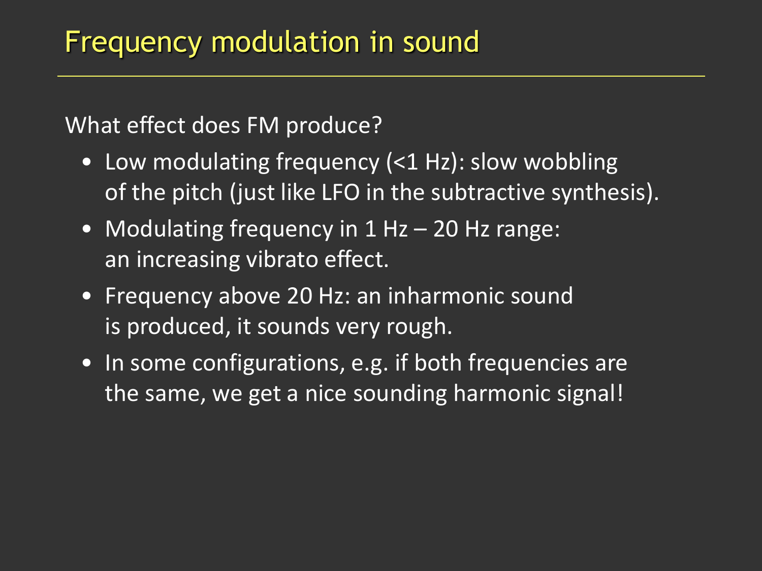# Frequency modulation in sound

What effect does FM produce?

- Low modulating frequency (<1 Hz): slow wobbling of the pitch (just like LFO in the subtractive synthesis).
- Modulating frequency in 1 Hz – 20 Hz range: an increasing vibrato effect.
- Frequency above 20 Hz: an inharmonic sound is produced, it sounds very rough.
- In some configurations, e.g. if both frequencies are the same, we get a nice sounding harmonic signal!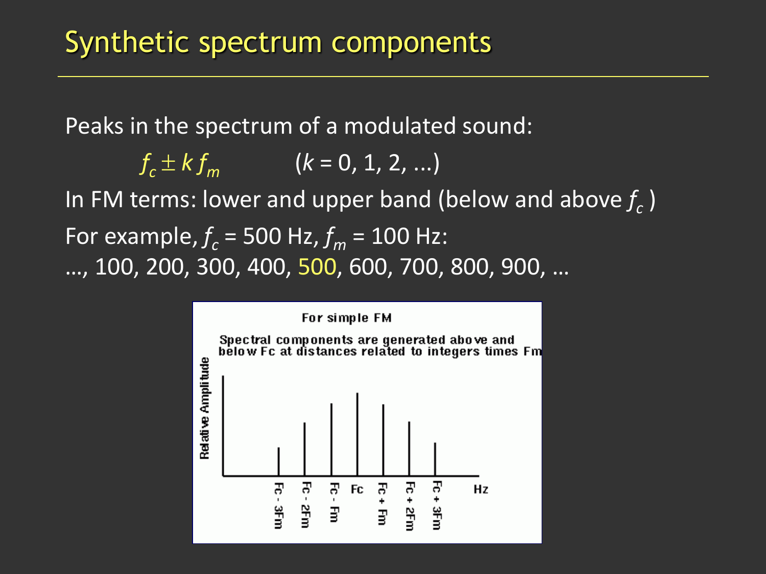# Synthetic spectrum components

Peaks in the spectrum of a modulated sound:

$$f_c \pm k\, f_m \qquad (k = 0, 1, 2, \ldots)$$

In FM terms: lower and upper band (below and above $f_c$)

For example, $f_c$ = 500 Hz, $f_m$ = 100 Hz:
…, 100, 200, 300, 400, 500, 600, 700, 800, 900, …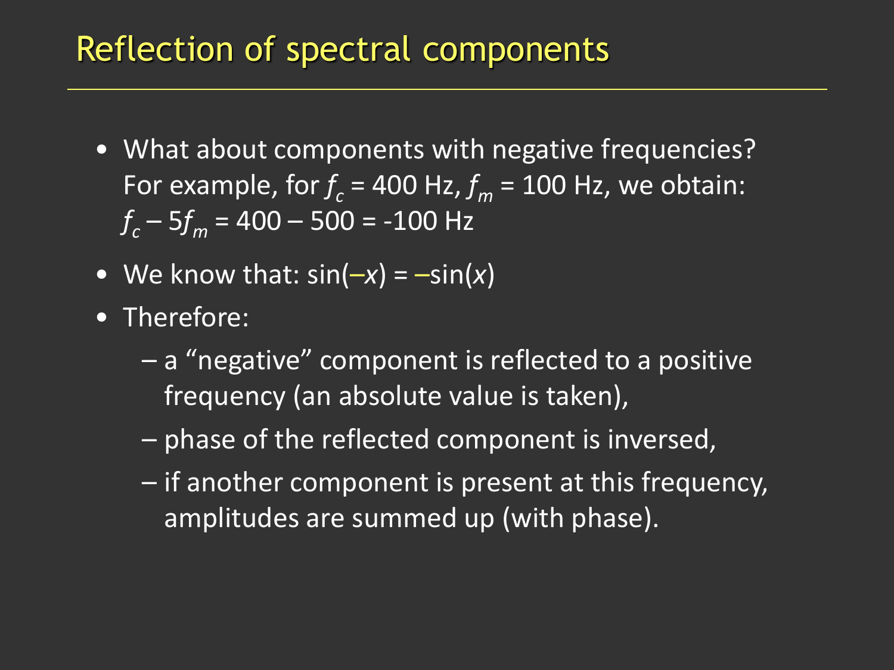# Reflection of spectral components

- What about components with negative frequencies? For example, for $f_c$ = 400 Hz, $f_m$ = 100 Hz, we obtain: $f_c - 5f_m = 400 - 500 = -100$ Hz
- We know that: $\sin(-x) = -\sin(x)$
- Therefore:
  - a "negative" component is reflected to a positive frequency (an absolute value is taken),
  - phase of the reflected component is inversed,
  - if another component is present at this frequency, amplitudes are summed up (with phase).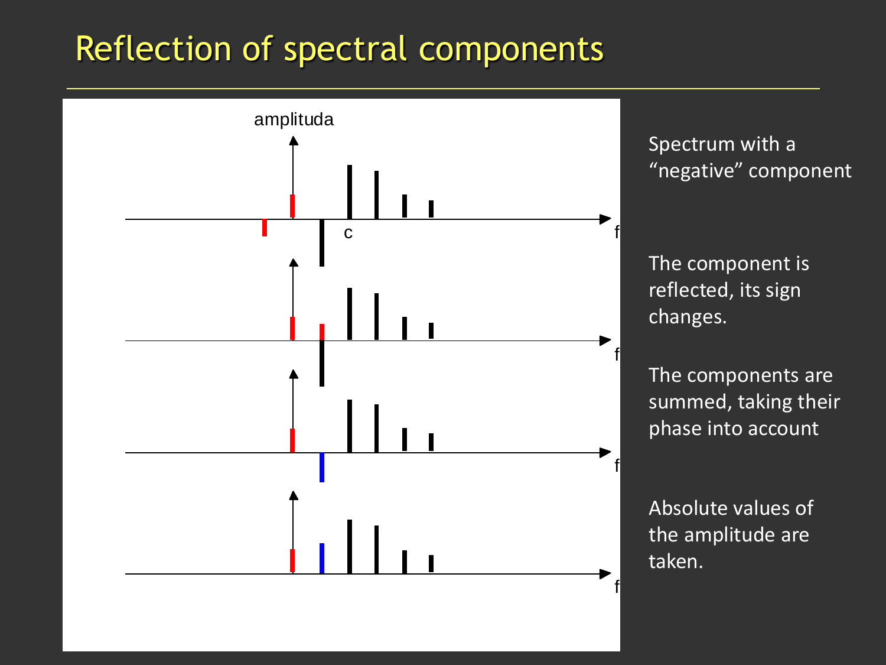# Reflection of spectral components

Spectrum with a "negative" component

The component is reflected, its sign changes.

The components are summed, taking their phase into account

Absolute values of the amplitude are taken.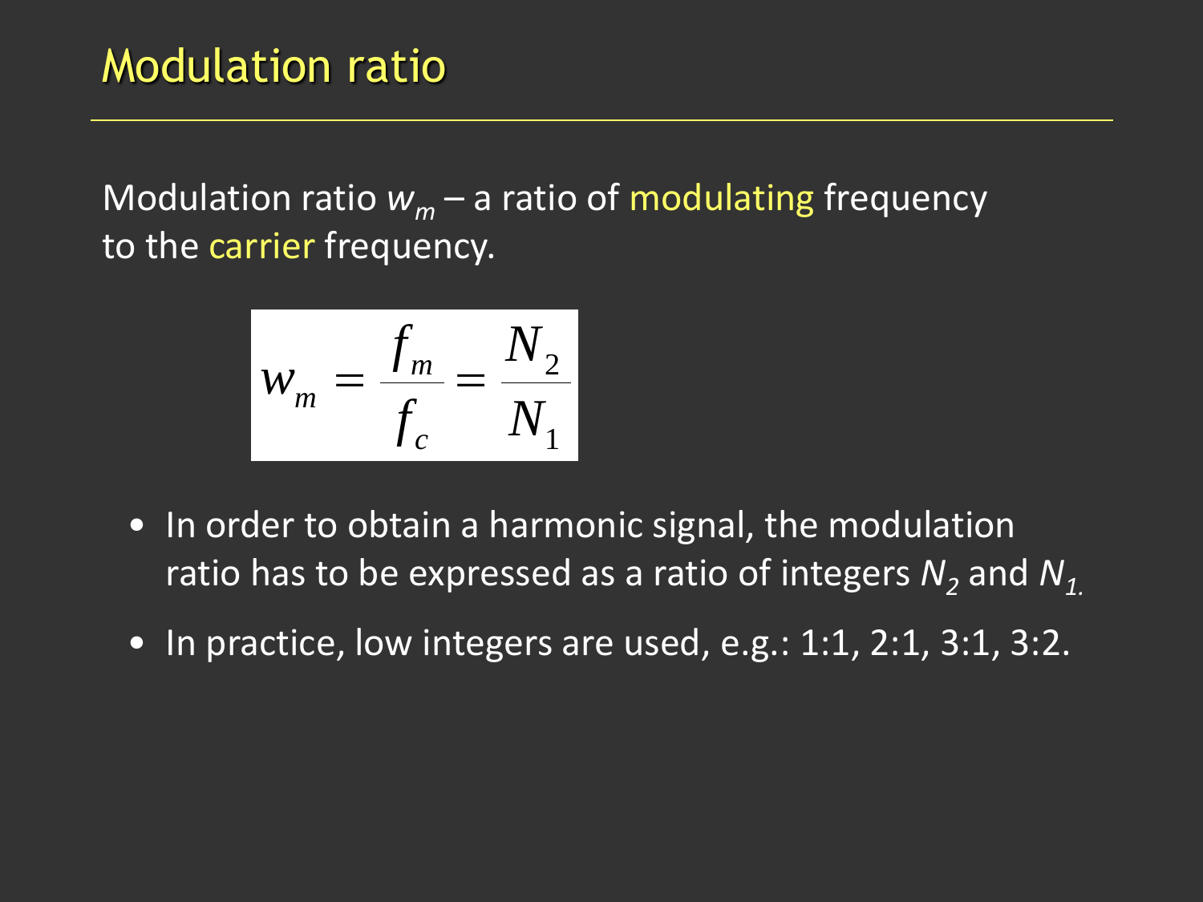# Modulation ratio

Modulation ratio $w_m$ – a ratio of modulating frequency to the carrier frequency.

$$w_m = \frac{f_m}{f_c} = \frac{N_2}{N_1}$$

- In order to obtain a harmonic signal, the modulation ratio has to be expressed as a ratio of integers $N_2$ and $N_1$.
- In practice, low integers are used, e.g.: 1:1, 2:1, 3:1, 3:2.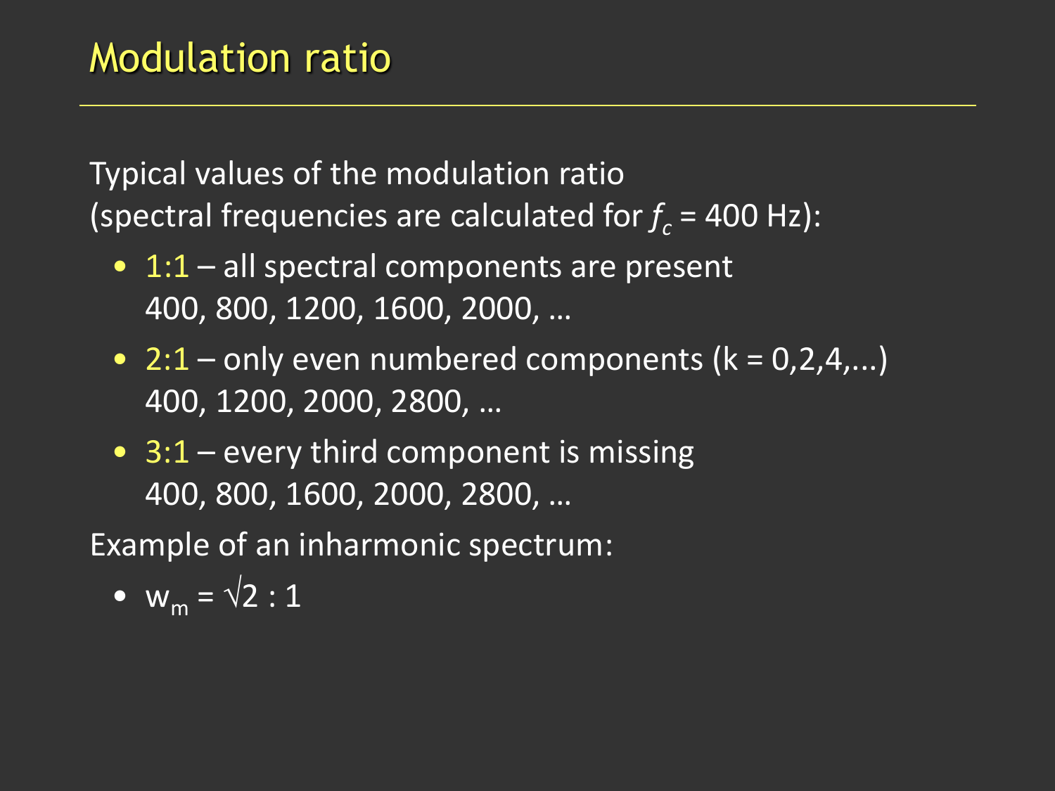# Modulation ratio

Typical values of the modulation ratio
(spectral frequencies are calculated for $f_c$ = 400 Hz):

- 1:1 – all spectral components are present
  400, 800, 1200, 1600, 2000, …
- 2:1 – only even numbered components (k = 0,2,4,...)
  400, 1200, 2000, 2800, …
- 3:1 – every third component is missing
  400, 800, 1600, 2000, 2800, …

Example of an inharmonic spectrum:

- $w_m = \sqrt{2} : 1$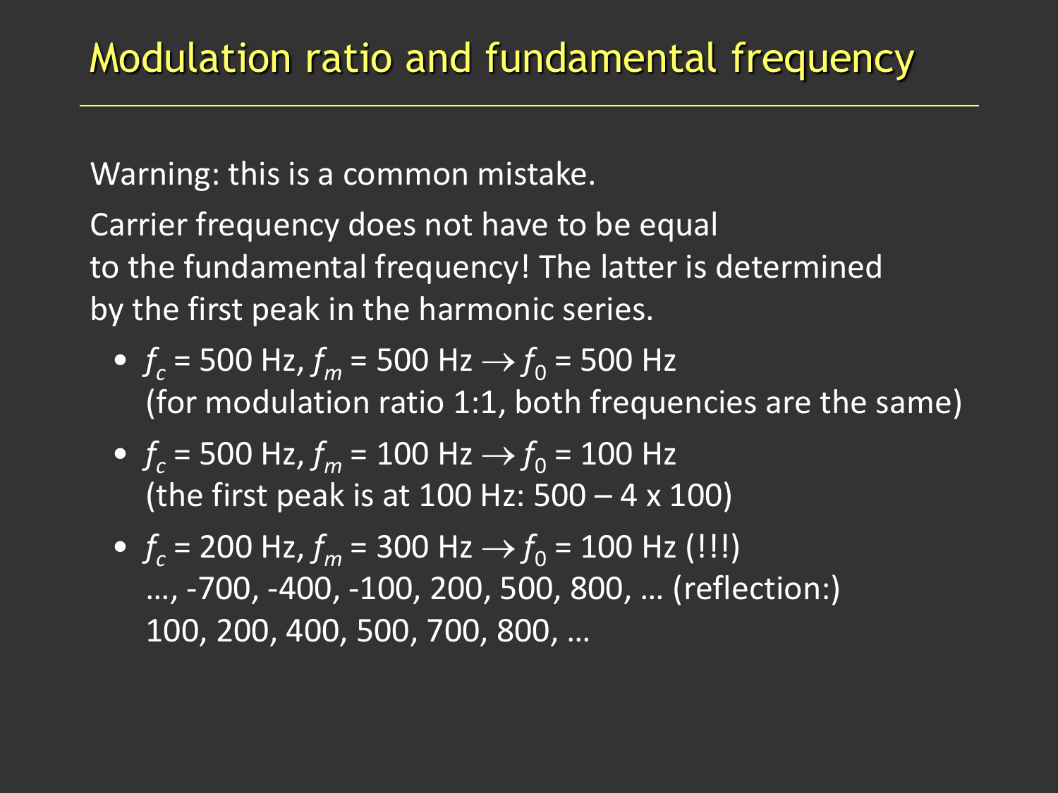# Modulation ratio and fundamental frequency

Warning: this is a common mistake.

Carrier frequency does not have to be equal to the fundamental frequency! The latter is determined by the first peak in the harmonic series.

- $f_c$ = 500 Hz, $f_m$ = 500 Hz $\rightarrow f_0$ = 500 Hz
  (for modulation ratio 1:1, both frequencies are the same)
- $f_c$ = 500 Hz, $f_m$ = 100 Hz $\rightarrow f_0$ = 100 Hz
  (the first peak is at 100 Hz: 500 – 4 x 100)
- $f_c$ = 200 Hz, $f_m$ = 300 Hz $\rightarrow f_0$ = 100 Hz (!!!)
  …, -700, -400, -100, 200, 500, 800, … (reflection:)
  100, 200, 400, 500, 700, 800, …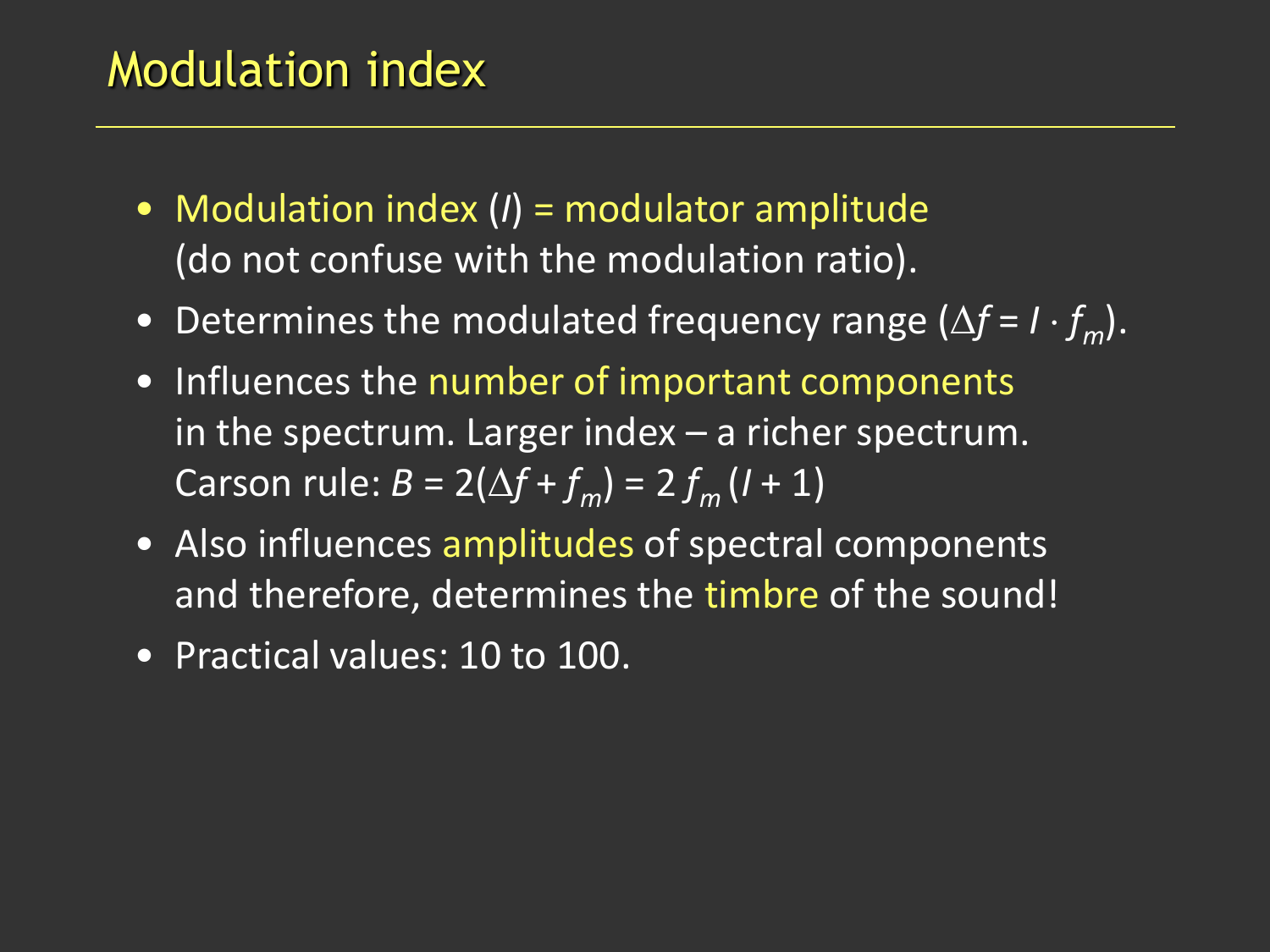# Modulation index

- Modulation index ($I$) = modulator amplitude (do not confuse with the modulation ratio).
- Determines the modulated frequency range ($\Delta f = I \cdot f_m$).
- Influences the number of important components in the spectrum. Larger index – a richer spectrum. Carson rule: $B = 2(\Delta f + f_m) = 2 f_m (I + 1)$
- Also influences amplitudes of spectral components and therefore, determines the timbre of the sound!
- Practical values: 10 to 100.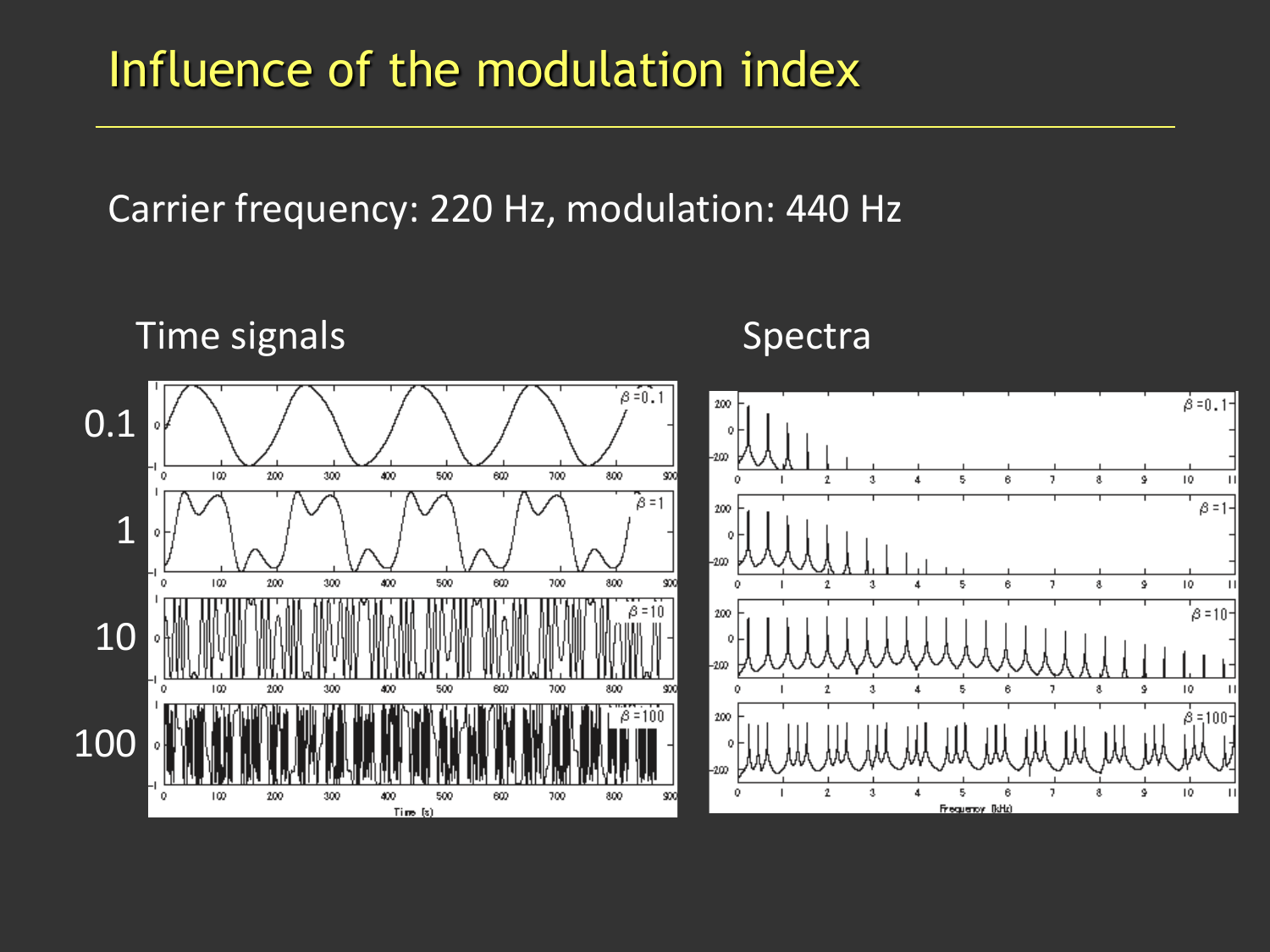# Influence of the modulation index

Carrier frequency: 220 Hz, modulation: 440 Hz

Time signals

Spectra

0.1

1

10

100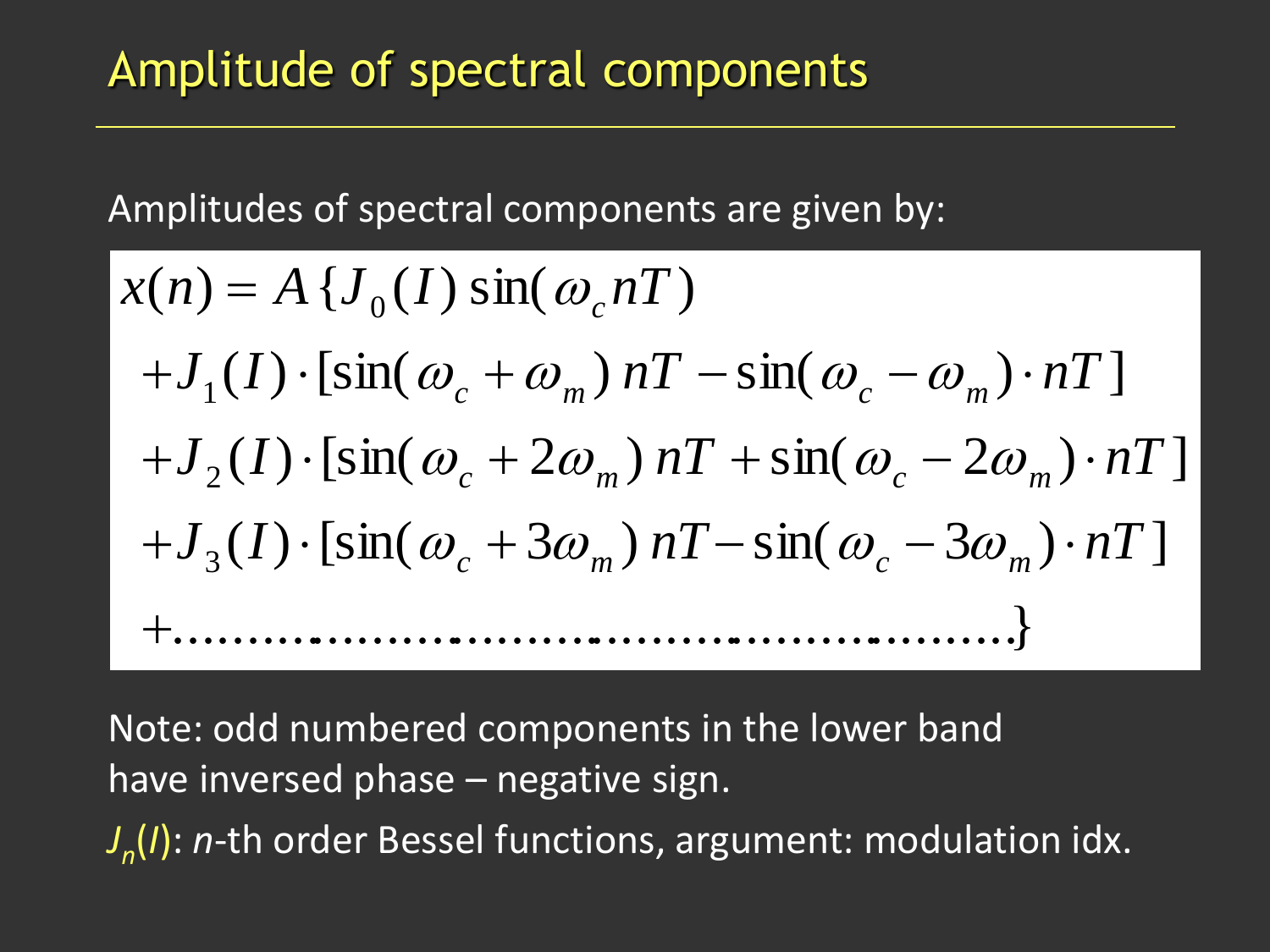# Amplitude of spectral components

Amplitudes of spectral components are given by:

$$
\begin{aligned}
x(n) = A\{ & J_0(I)\sin(\omega_c nT) \\
& + J_1(I)\cdot[\sin(\omega_c + \omega_m)\, nT - \sin(\omega_c - \omega_m)\cdot nT] \\
& + J_2(I)\cdot[\sin(\omega_c + 2\omega_m)\, nT + \sin(\omega_c - 2\omega_m)\cdot nT] \\
& + J_3(I)\cdot[\sin(\omega_c + 3\omega_m)\, nT - \sin(\omega_c - 3\omega_m)\cdot nT] \\
& + \ldots\ldots\ldots\ldots\ldots\ldots\ldots\ldots\ldots\ldots\ldots\}
\end{aligned}
$$

Note: odd numbered components in the lower band have inversed phase – negative sign.

$J_n(I)$: $n$-th order Bessel functions, argument: modulation idx.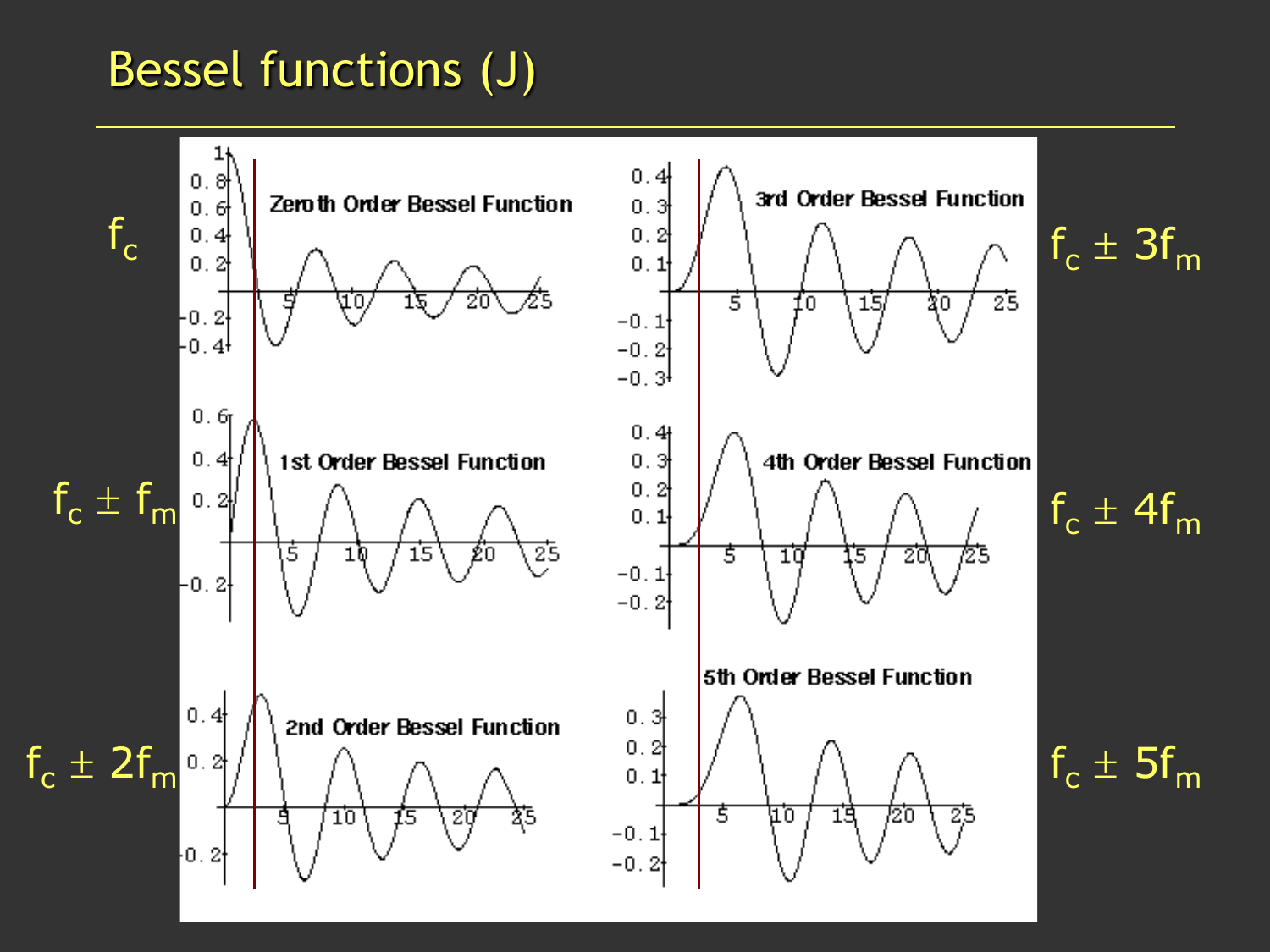# Bessel functions (J)

$f_c$

$f_c \pm f_m$

$f_c \pm 2f_m$

$f_c \pm 3f_m$

$f_c \pm 4f_m$

$f_c \pm 5f_m$

Zeroth Order Bessel Function

1st Order Bessel Function

2nd Order Bessel Function

3rd Order Bessel Function

4th Order Bessel Function

5th Order Bessel Function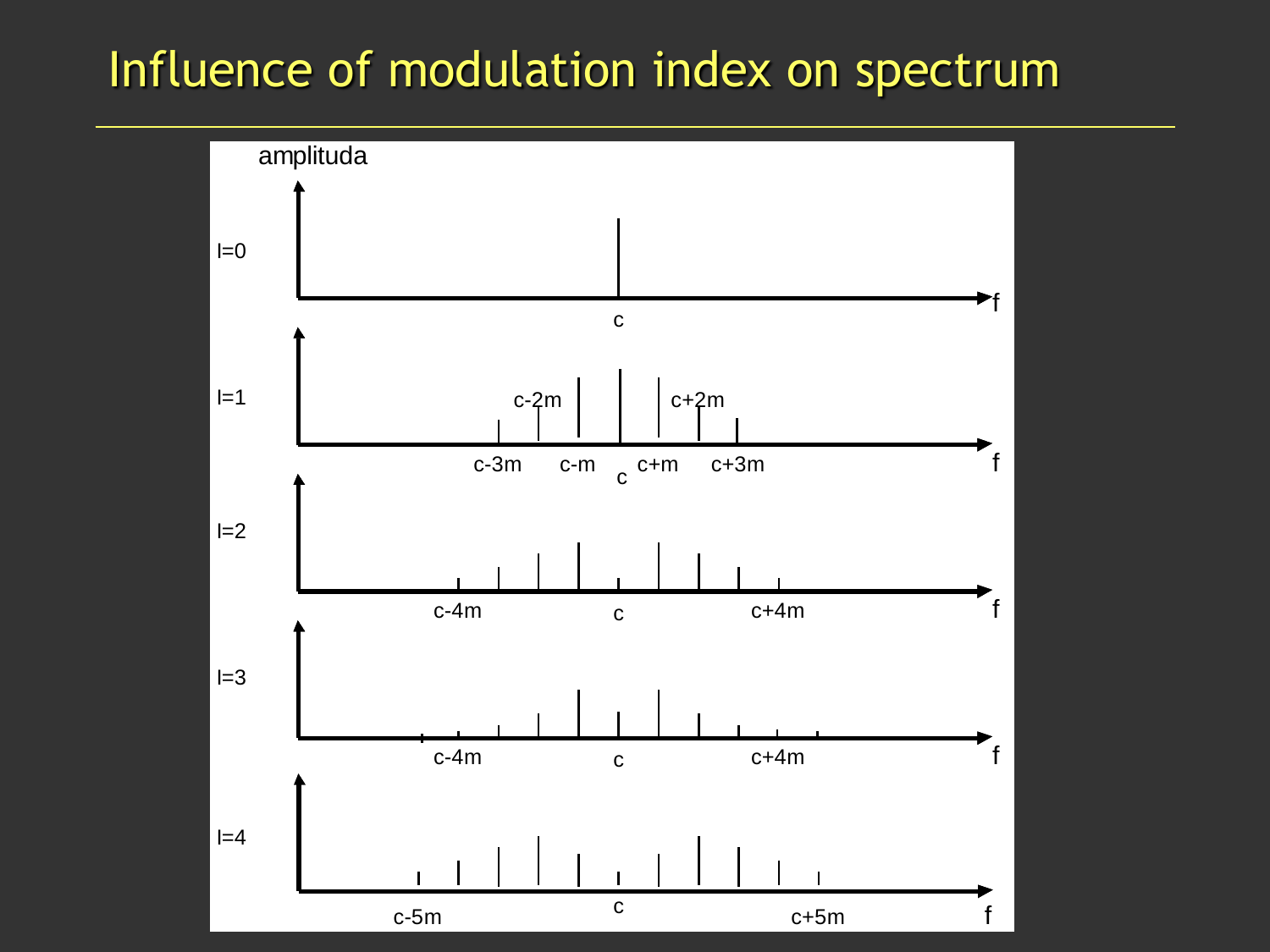# Influence of modulation index on spectrum

amplituda

I=0

c

f

I=1

c-3m c-2m c-m c c+m c+2m c+3m

f

I=2

c-4m c c+4m

f

I=3

c-4m c c+4m

f

I=4

c-5m c c+5m

f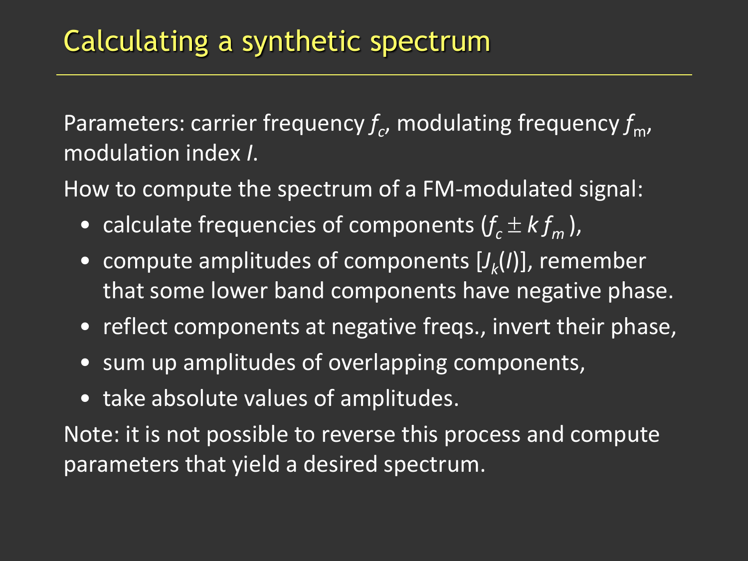# Calculating a synthetic spectrum

Parameters: carrier frequency $f_c$, modulating frequency $f_m$, modulation index $I$.

How to compute the spectrum of a FM-modulated signal:

- calculate frequencies of components ($f_c \pm k f_m$),
- compute amplitudes of components [$J_k(I)$], remember that some lower band components have negative phase.
- reflect components at negative freqs., invert their phase,
- sum up amplitudes of overlapping components,
- take absolute values of amplitudes.

Note: it is not possible to reverse this process and compute parameters that yield a desired spectrum.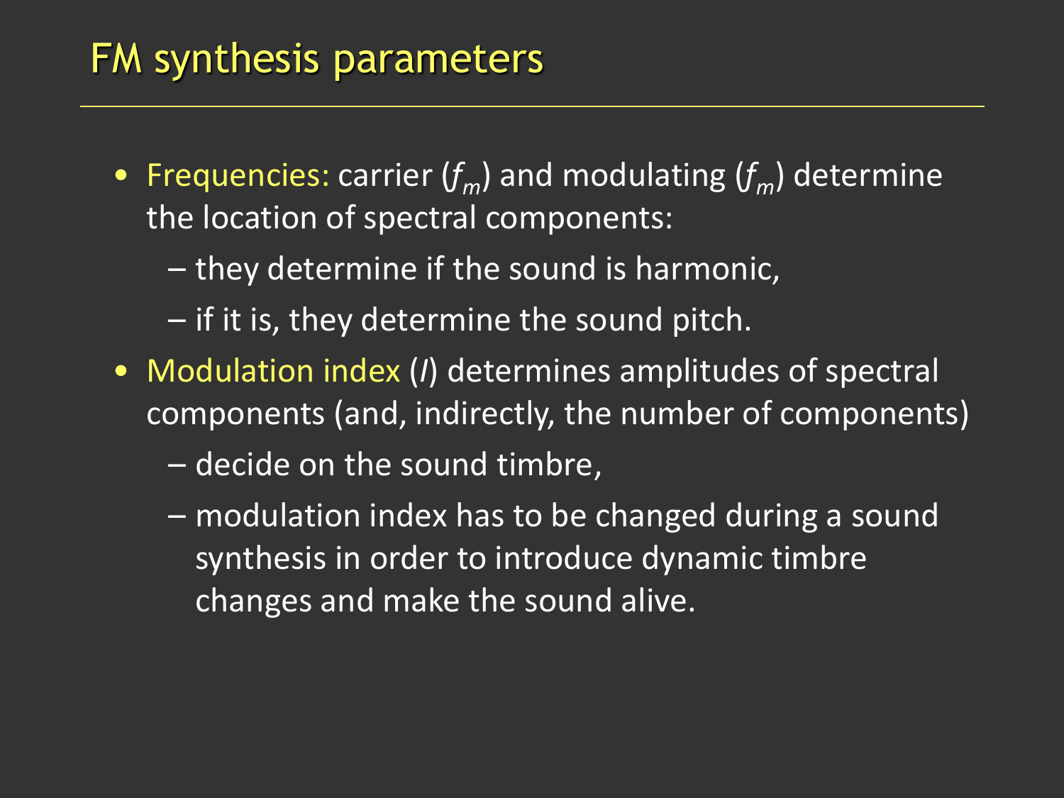# FM synthesis parameters

- Frequencies: carrier ($f_m$) and modulating ($f_m$) determine the location of spectral components:
  - they determine if the sound is harmonic,
  - if it is, they determine the sound pitch.
- Modulation index ($I$) determines amplitudes of spectral components (and, indirectly, the number of components)
  - decide on the sound timbre,
  - modulation index has to be changed during a sound synthesis in order to introduce dynamic timbre changes and make the sound alive.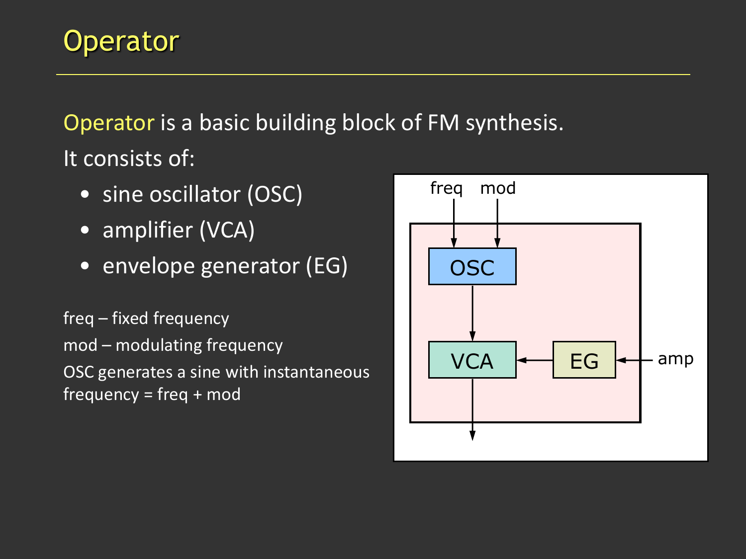# Operator

Operator is a basic building block of FM synthesis.

It consists of:

- sine oscillator (OSC)
- amplifier (VCA)
- envelope generator (EG)

freq – fixed frequency

mod – modulating frequency

OSC generates a sine with instantaneous frequency = freq + mod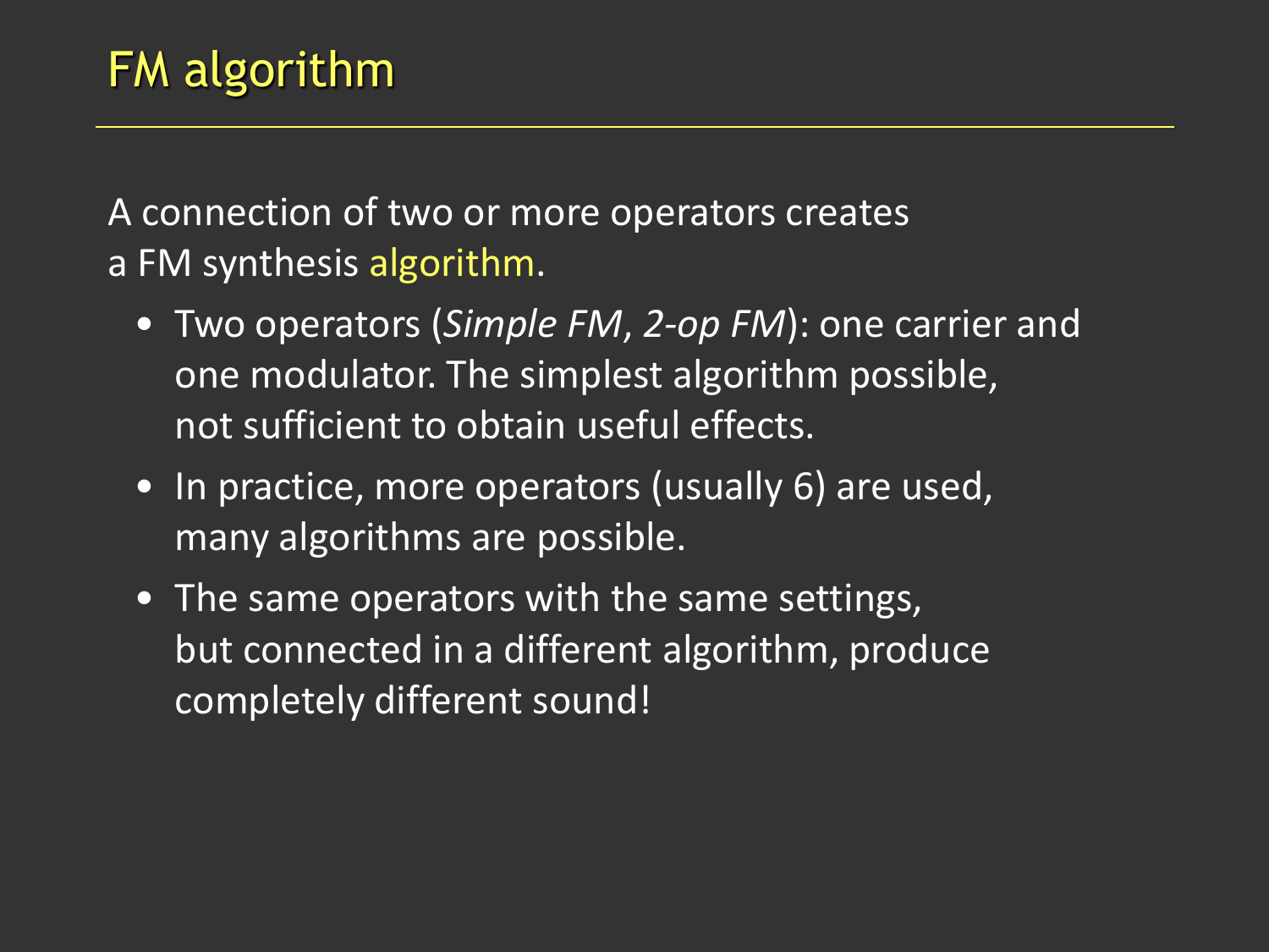# FM algorithm

A connection of two or more operators creates a FM synthesis algorithm.

- Two operators (*Simple FM*, *2-op FM*): one carrier and one modulator. The simplest algorithm possible, not sufficient to obtain useful effects.
- In practice, more operators (usually 6) are used, many algorithms are possible.
- The same operators with the same settings, but connected in a different algorithm, produce completely different sound!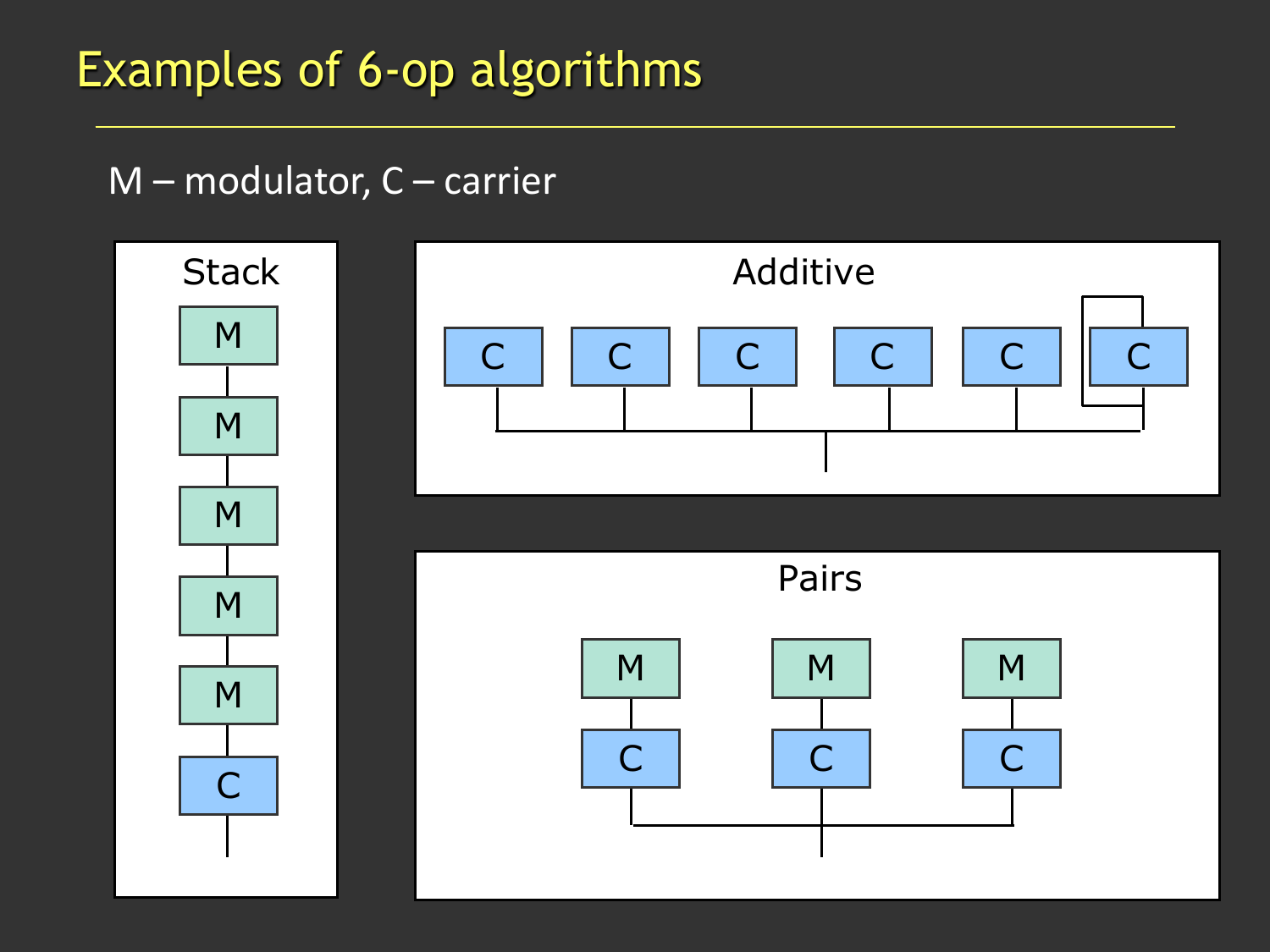# Examples of 6-op algorithms

M – modulator, C – carrier

Stack

M
M
M
M
M
C

Additive

C C C C C C

Pairs

M M M
C C C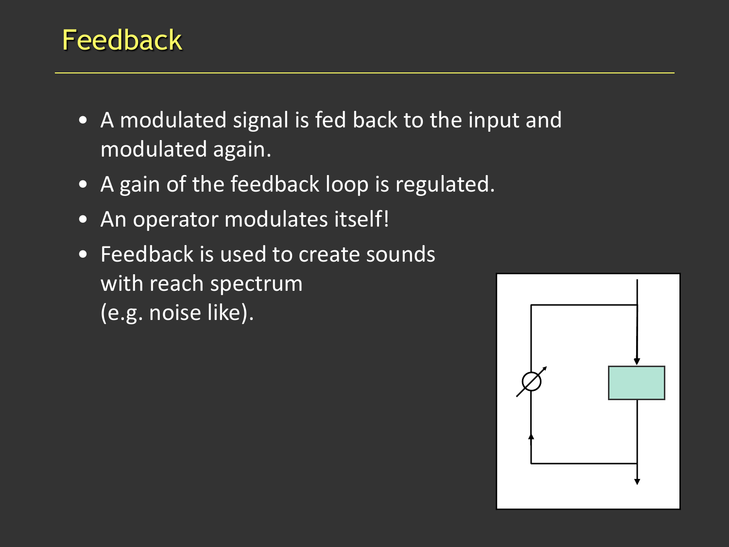# Feedback

- A modulated signal is fed back to the input and modulated again.
- A gain of the feedback loop is regulated.
- An operator modulates itself!
- Feedback is used to create sounds with reach spectrum (e.g. noise like).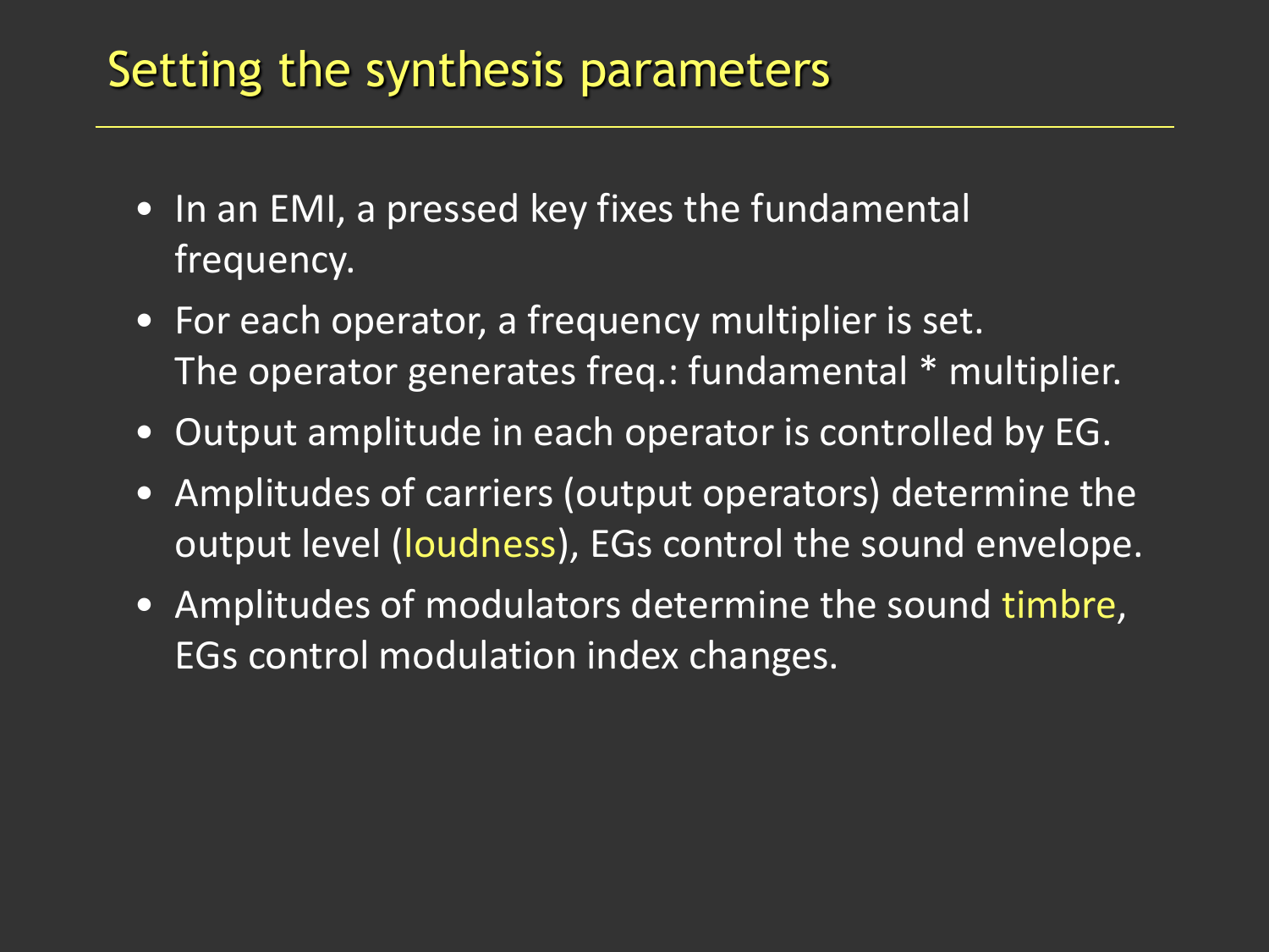# Setting the synthesis parameters

- In an EMI, a pressed key fixes the fundamental frequency.
- For each operator, a frequency multiplier is set. The operator generates freq.: fundamental * multiplier.
- Output amplitude in each operator is controlled by EG.
- Amplitudes of carriers (output operators) determine the output level (loudness), EGs control the sound envelope.
- Amplitudes of modulators determine the sound timbre, EGs control modulation index changes.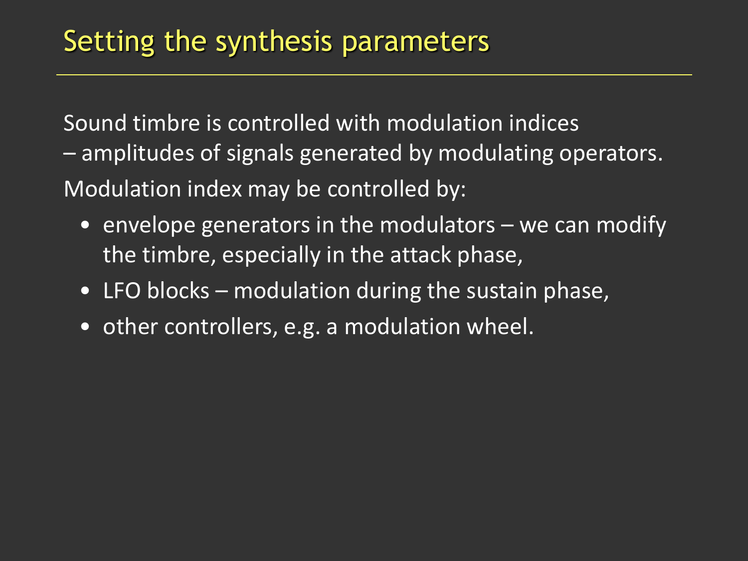# Setting the synthesis parameters

Sound timbre is controlled with modulation indices – amplitudes of signals generated by modulating operators.

Modulation index may be controlled by:

- envelope generators in the modulators – we can modify the timbre, especially in the attack phase,
- LFO blocks – modulation during the sustain phase,
- other controllers, e.g. a modulation wheel.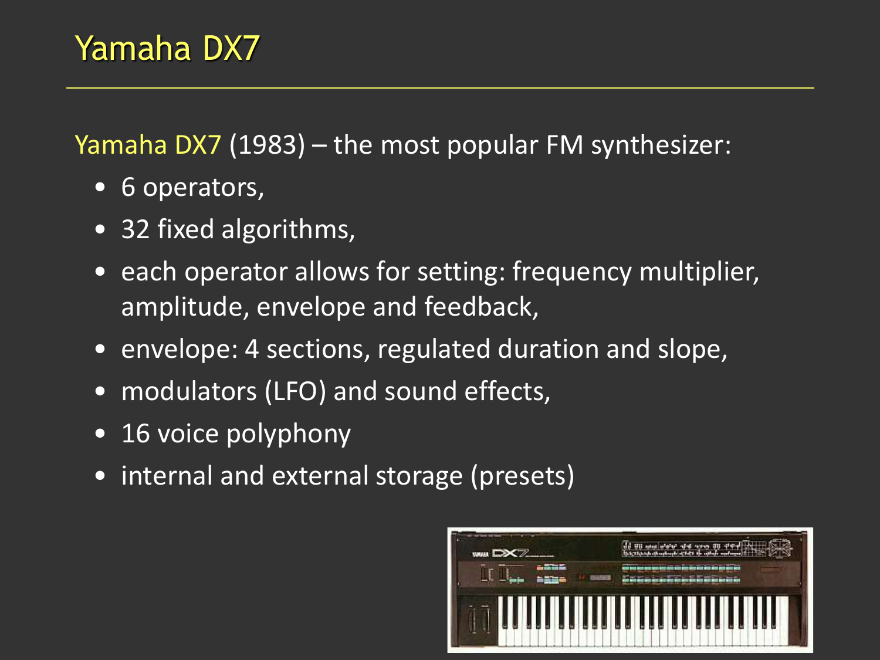# Yamaha DX7

Yamaha DX7 (1983) – the most popular FM synthesizer:

- 6 operators,
- 32 fixed algorithms,
- each operator allows for setting: frequency multiplier, amplitude, envelope and feedback,
- envelope: 4 sections, regulated duration and slope,
- modulators (LFO) and sound effects,
- 16 voice polyphony
- internal and external storage (presets)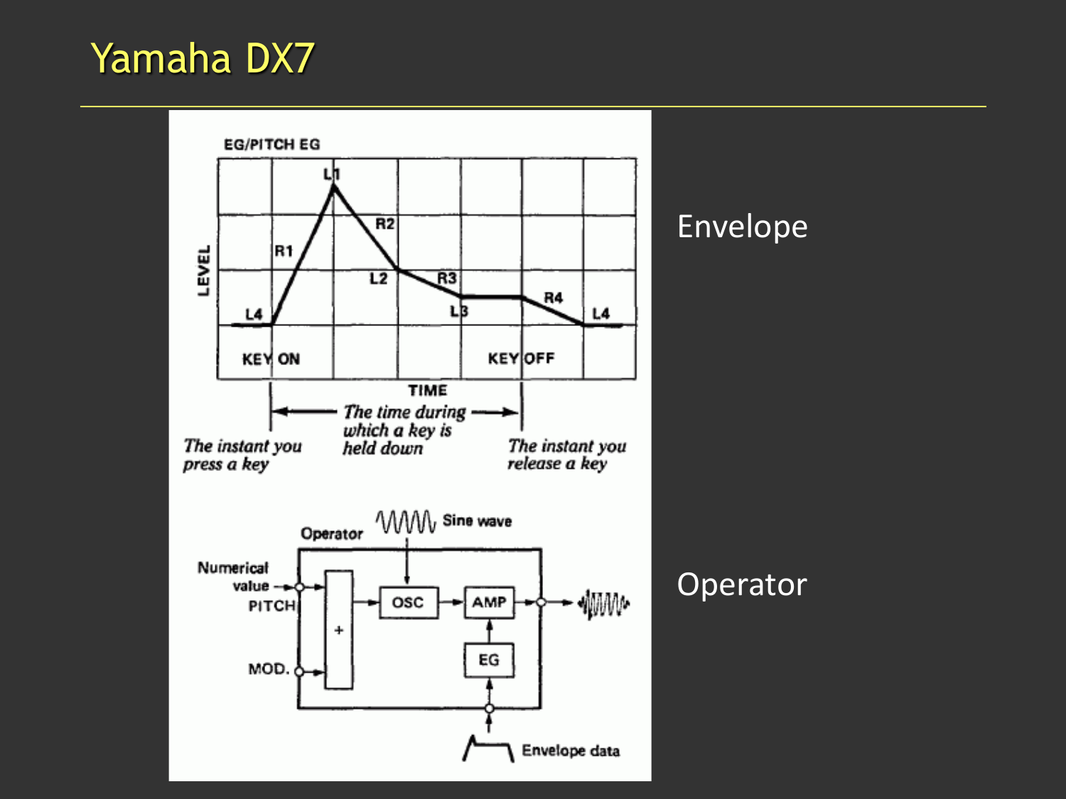# Yamaha DX7

EG/PITCH EG

LEVEL

L1, L2, L3, L4, R1, R2, R3, R4, L4

KEY ON

KEY OFF

TIME

*The instant you press a key*

*The time during which a key is held down*

*The instant you release a key*

Operator

Sine wave

Numerical value

PITCH

MOD.

OSC

AMP

EG

Envelope data

Envelope

Operator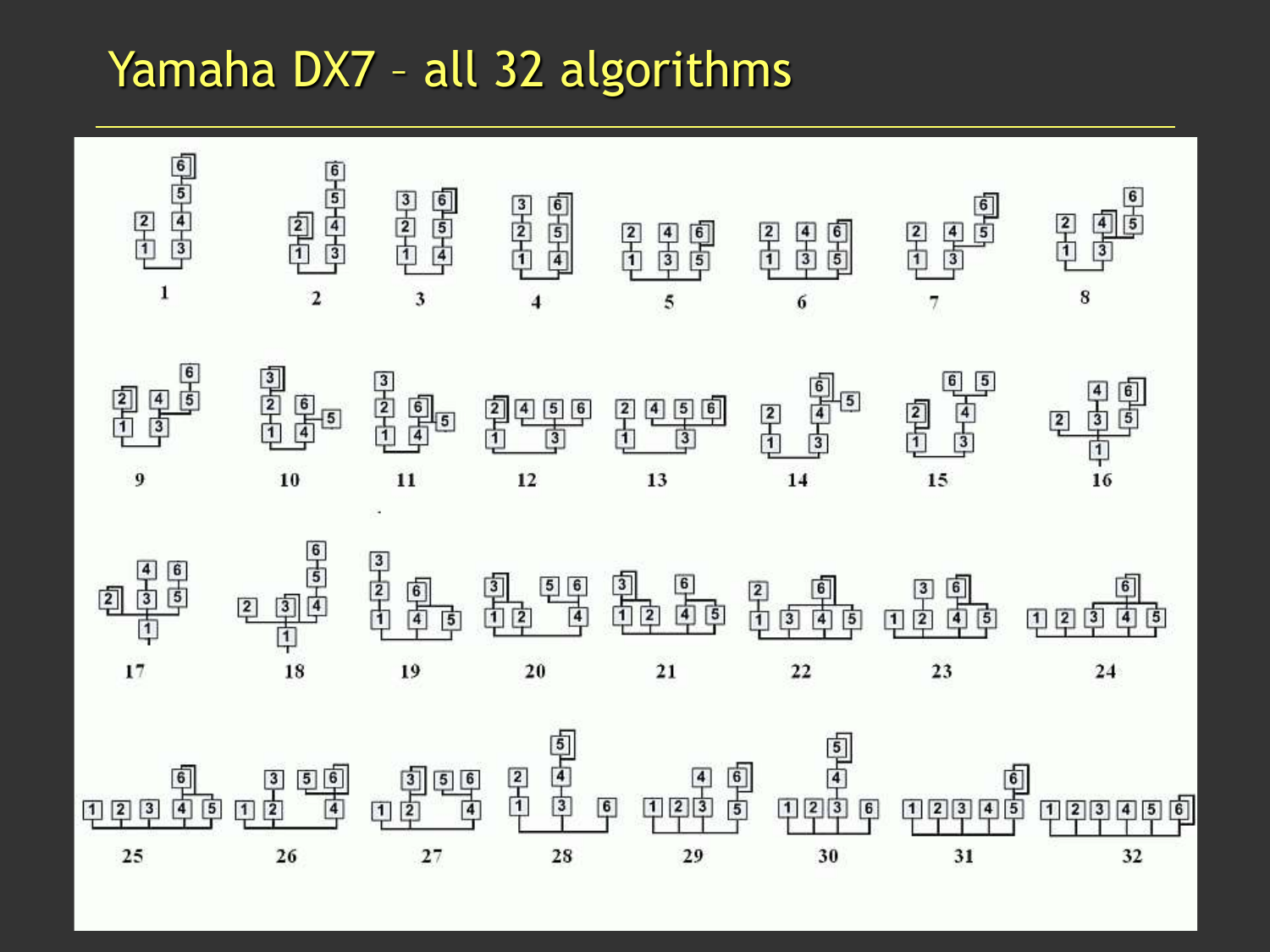# Yamaha DX7 – all 32 algorithms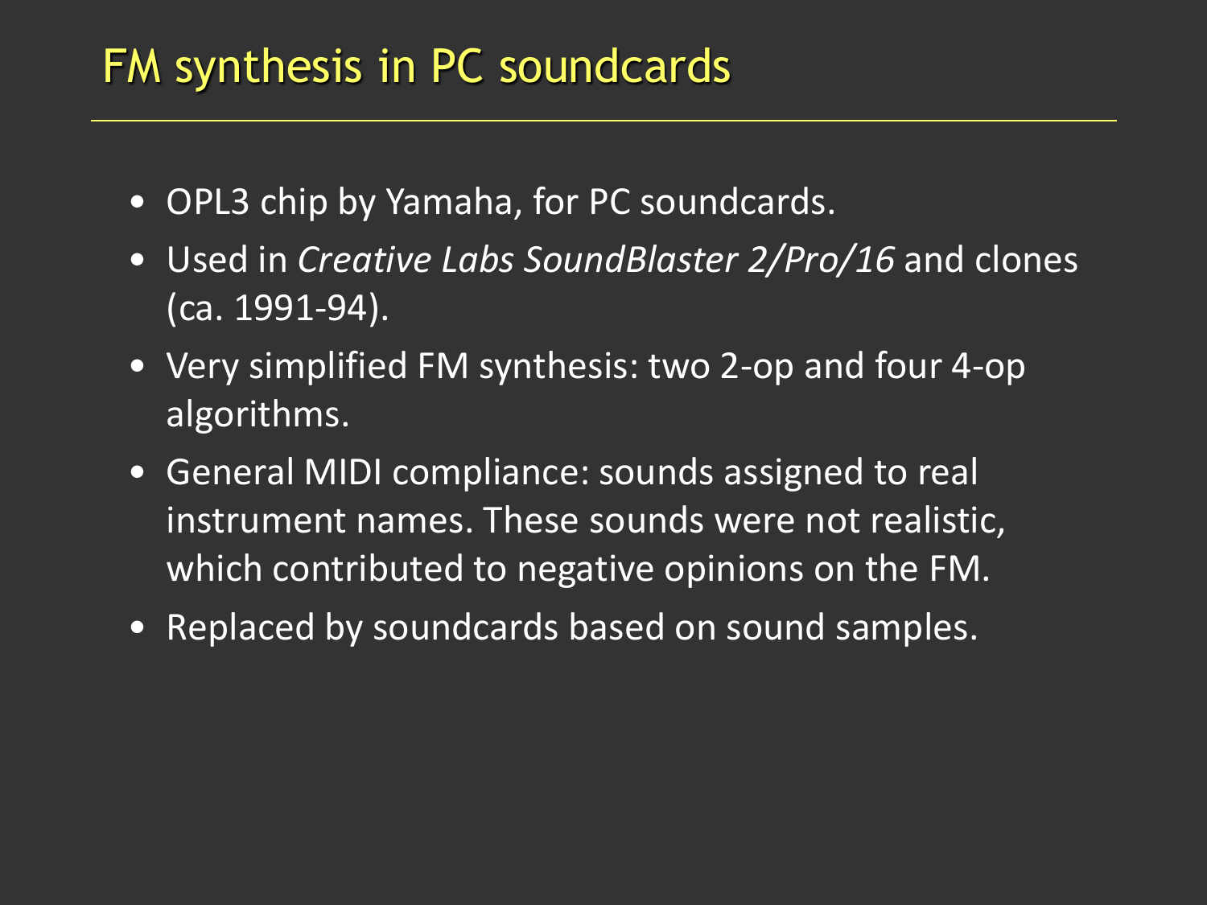# FM synthesis in PC soundcards

- OPL3 chip by Yamaha, for PC soundcards.
- Used in *Creative Labs SoundBlaster 2/Pro/16* and clones (ca. 1991-94).
- Very simplified FM synthesis: two 2-op and four 4-op algorithms.
- General MIDI compliance: sounds assigned to real instrument names. These sounds were not realistic, which contributed to negative opinions on the FM.
- Replaced by soundcards based on sound samples.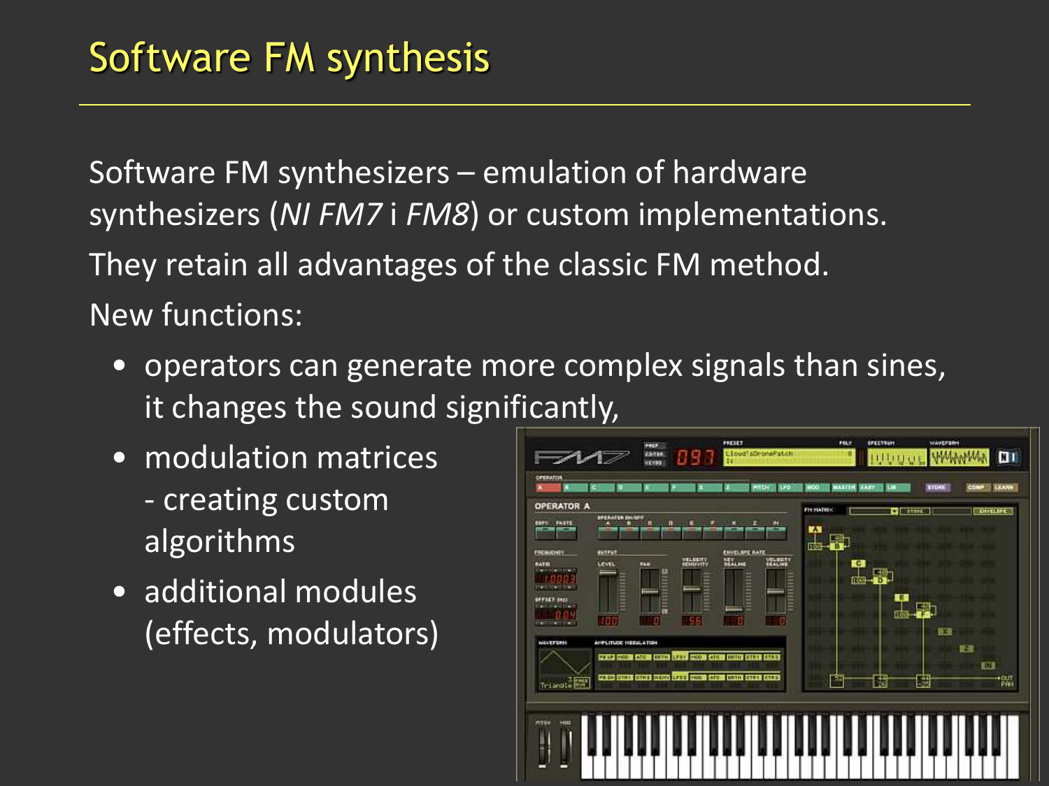# Software FM synthesis

Software FM synthesizers – emulation of hardware synthesizers (*NI FM7* i *FM8*) or custom implementations.

They retain all advantages of the classic FM method.

New functions:

- operators can generate more complex signals than sines, it changes the sound significantly,
- modulation matrices - creating custom algorithms
- additional modules (effects, modulators)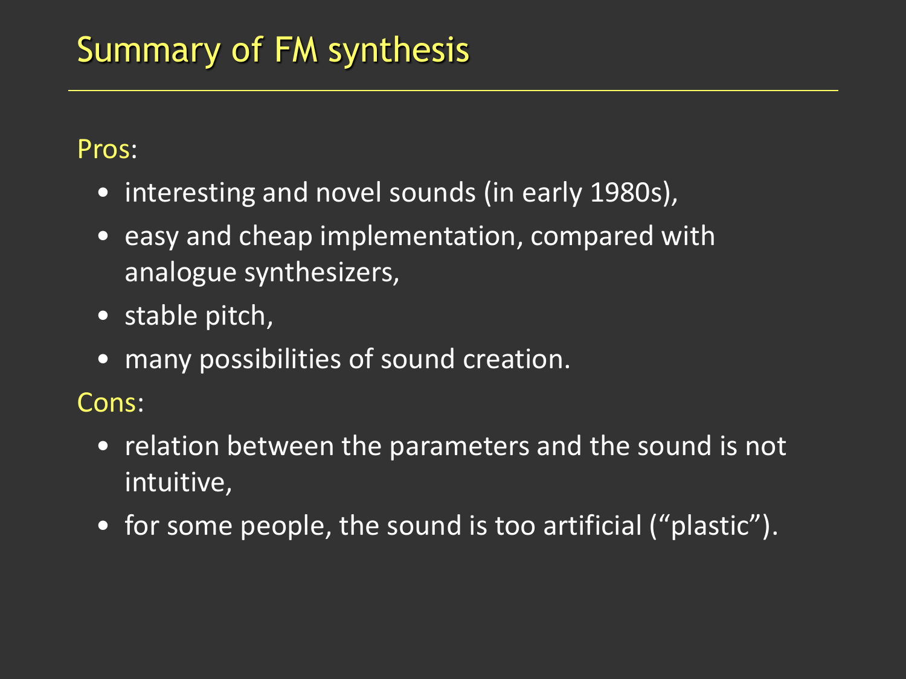# Summary of FM synthesis

Pros:

- interesting and novel sounds (in early 1980s),
- easy and cheap implementation, compared with analogue synthesizers,
- stable pitch,
- many possibilities of sound creation.

Cons:

- relation between the parameters and the sound is not intuitive,
- for some people, the sound is too artificial (“plastic”).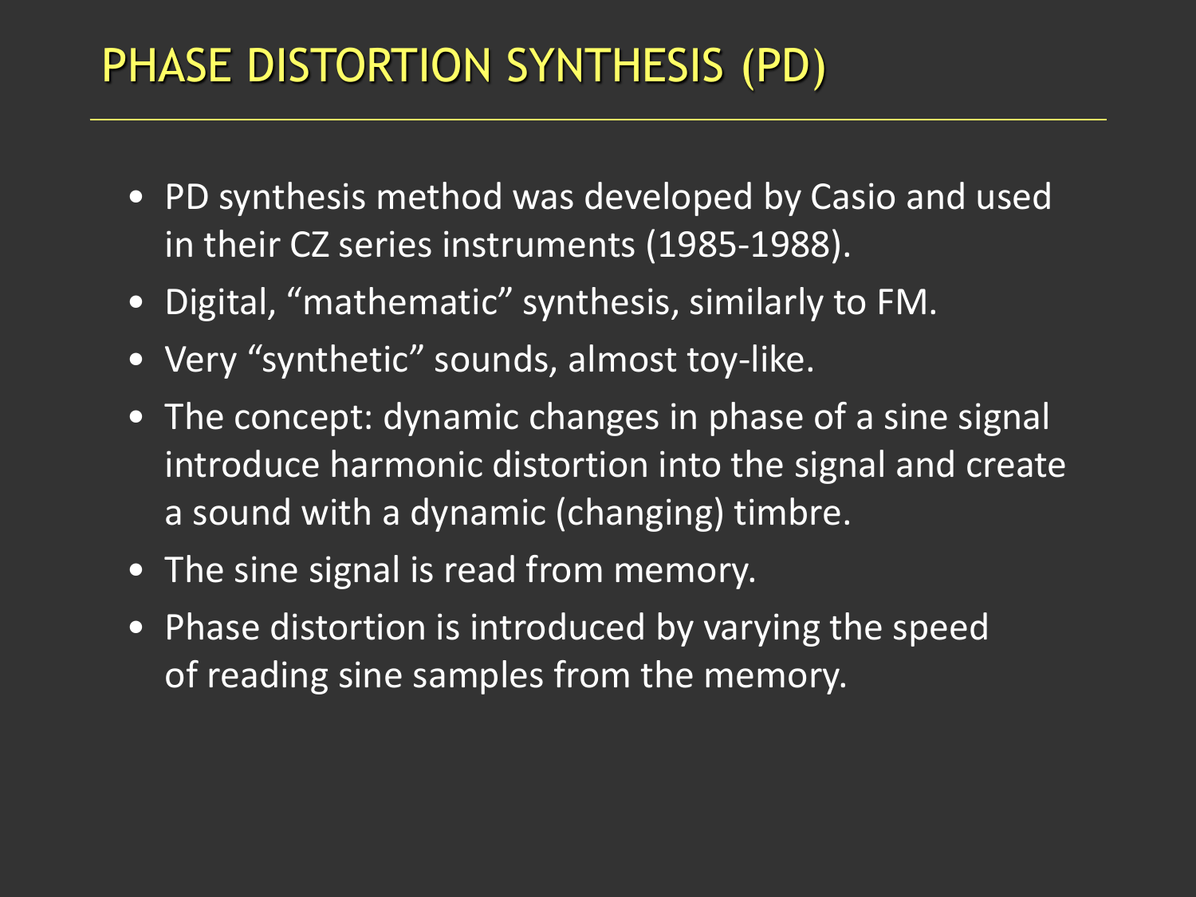# PHASE DISTORTION SYNTHESIS (PD)

- PD synthesis method was developed by Casio and used in their CZ series instruments (1985-1988).
- Digital, “mathematic” synthesis, similarly to FM.
- Very “synthetic” sounds, almost toy-like.
- The concept: dynamic changes in phase of a sine signal introduce harmonic distortion into the signal and create a sound with a dynamic (changing) timbre.
- The sine signal is read from memory.
- Phase distortion is introduced by varying the speed of reading sine samples from the memory.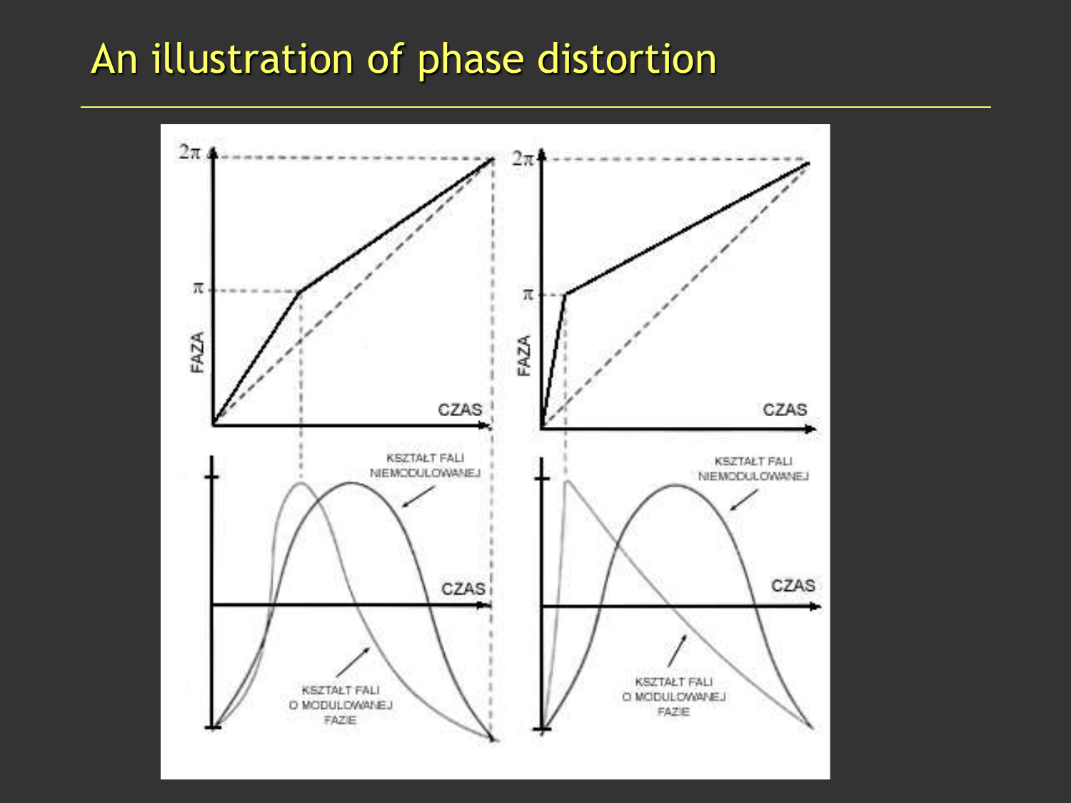# An illustration of phase distortion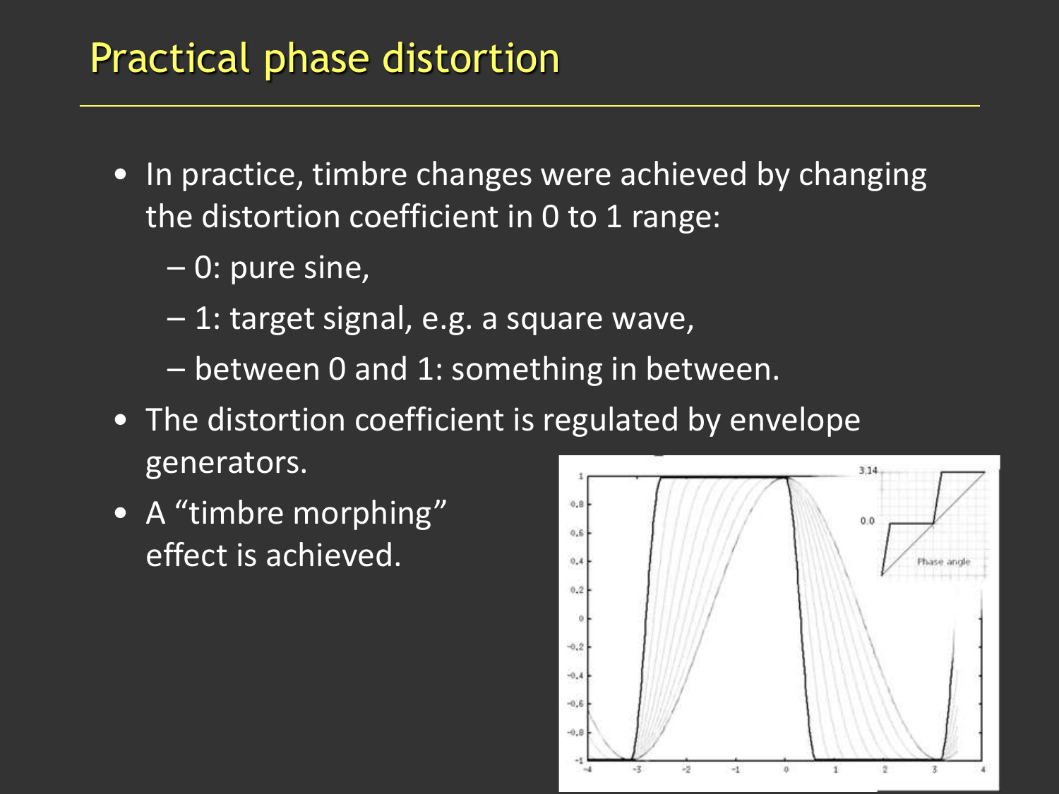# Practical phase distortion

- In practice, timbre changes were achieved by changing the distortion coefficient in 0 to 1 range:
  - 0: pure sine,
  - 1: target signal, e.g. a square wave,
  - between 0 and 1: something in between.
- The distortion coefficient is regulated by envelope generators.
- A "timbre morphing" effect is achieved.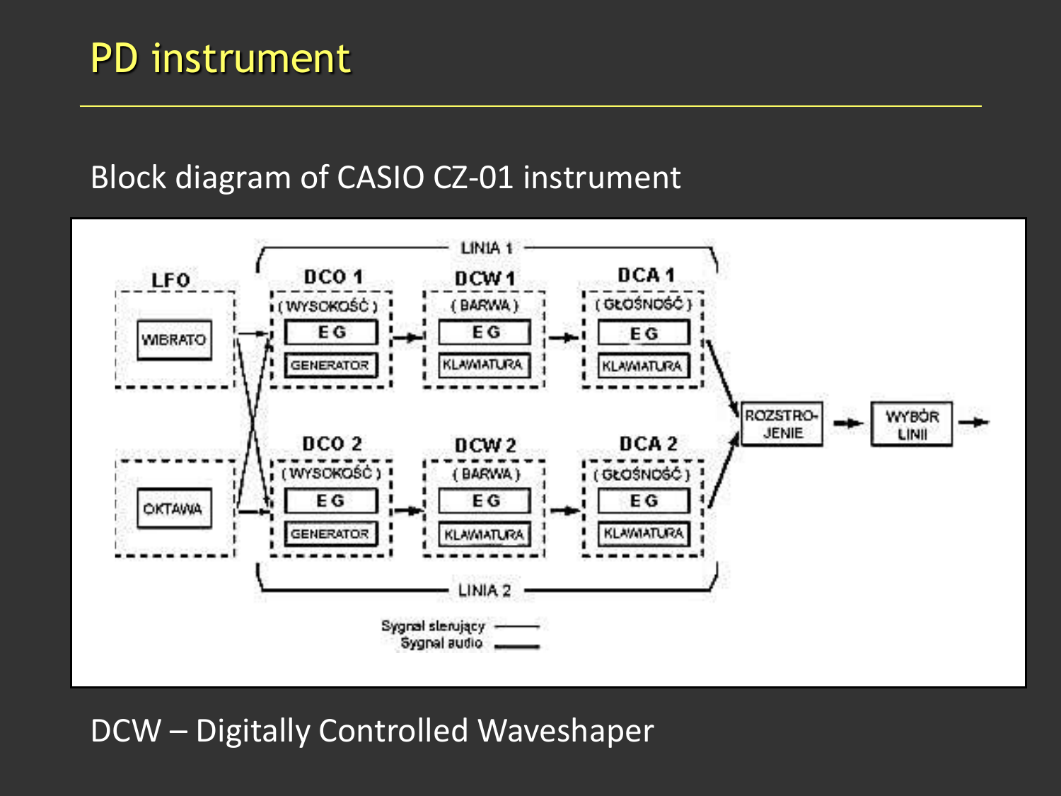# PD instrument

Block diagram of CASIO CZ-01 instrument

LINIA 1

LFO: WIBRATO

DCO 1 (WYSOKOŚĆ): EG, GENERATOR

DCW 1 (BARWA): EG, KLAWIATURA

DCA 1 (GŁOŚNOŚĆ): EG, KLAWIATURA

OKTAWA

DCO 2 (WYSOKOŚĆ): EG, GENERATOR

DCW 2 (BARWA): EG, KLAWIATURA

DCA 2 (GŁOŚNOŚĆ): EG, KLAWIATURA

ROZSTRO-JENIE

WYBÓR LINII

LINIA 2

Sygnał sterujący

Sygnał audio

DCW – Digitally Controlled Waveshaper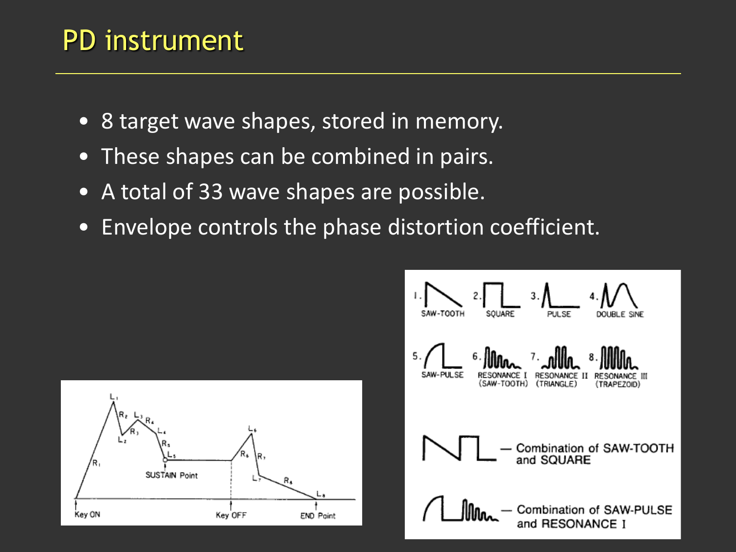# PD instrument

- 8 target wave shapes, stored in memory.
- These shapes can be combined in pairs.
- A total of 33 wave shapes are possible.
- Envelope controls the phase distortion coefficient.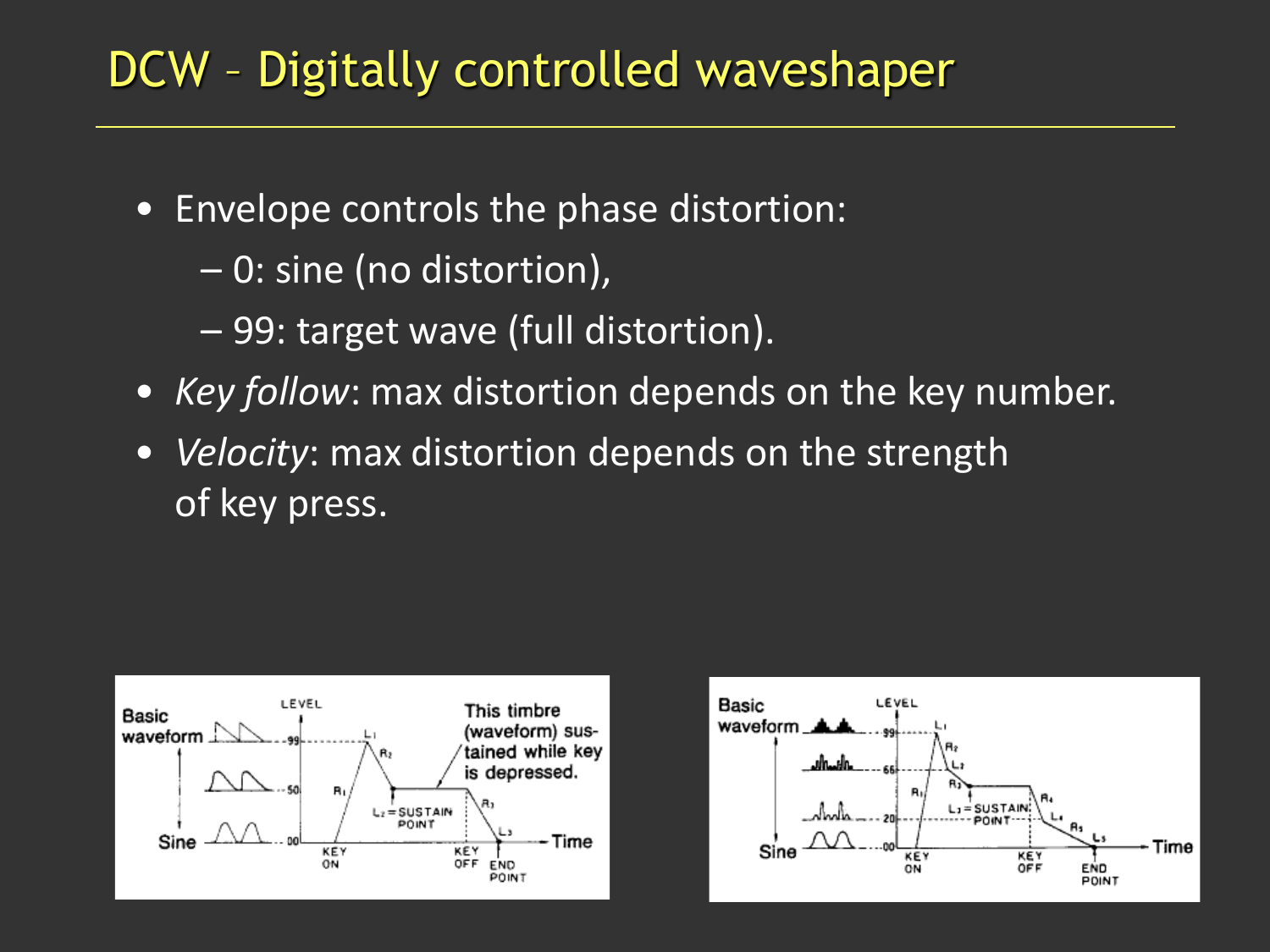# DCW – Digitally controlled waveshaper

- Envelope controls the phase distortion:
  - 0: sine (no distortion),
  - 99: target wave (full distortion).
- *Key follow*: max distortion depends on the key number.
- *Velocity*: max distortion depends on the strength of key press.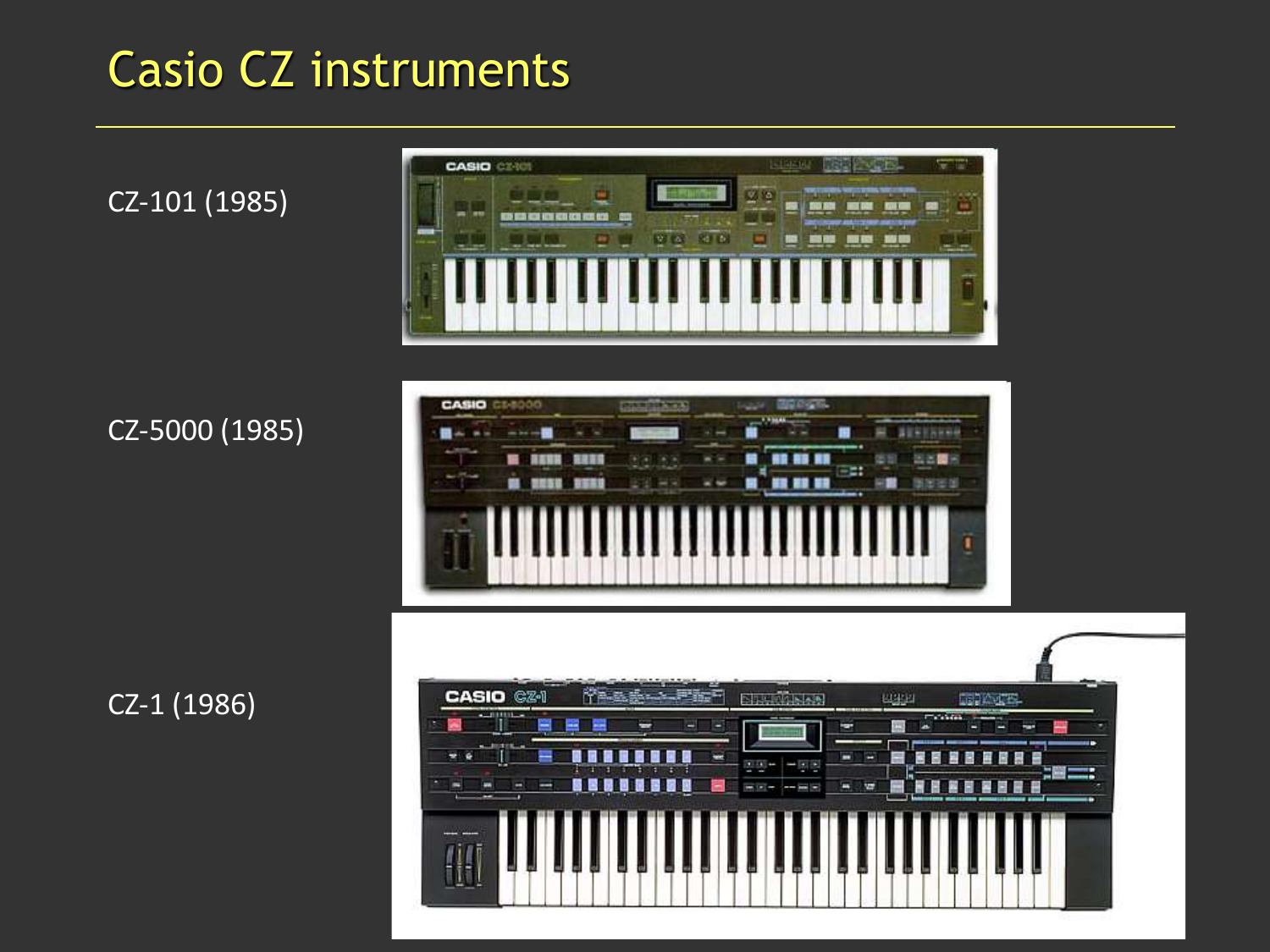# Casio CZ instruments

CZ-101 (1985)

CZ-5000 (1985)

CZ-1 (1986)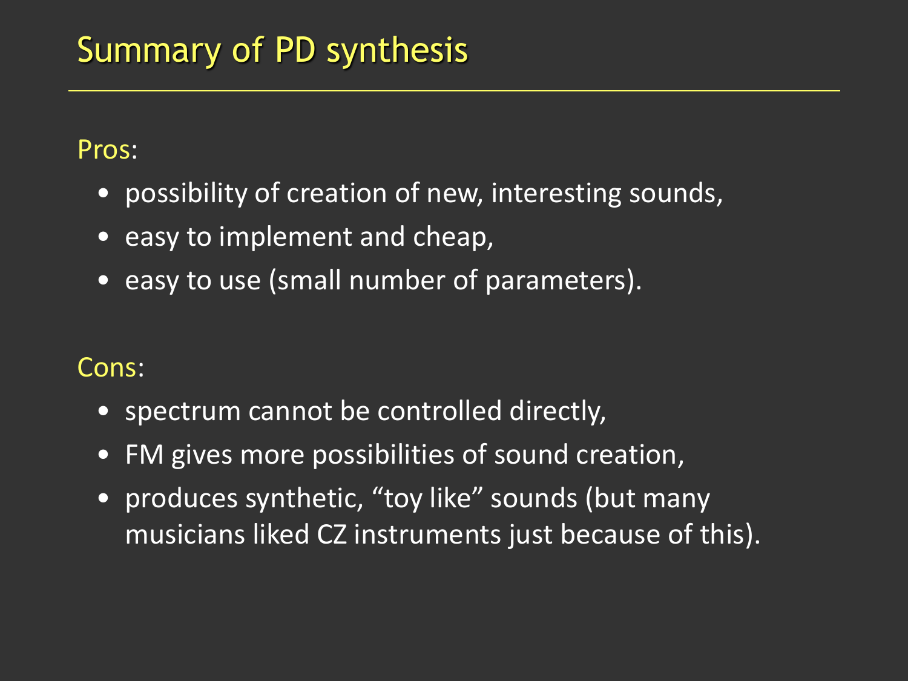# Summary of PD synthesis

Pros:

- possibility of creation of new, interesting sounds,
- easy to implement and cheap,
- easy to use (small number of parameters).

Cons:

- spectrum cannot be controlled directly,
- FM gives more possibilities of sound creation,
- produces synthetic, "toy like" sounds (but many musicians liked CZ instruments just because of this).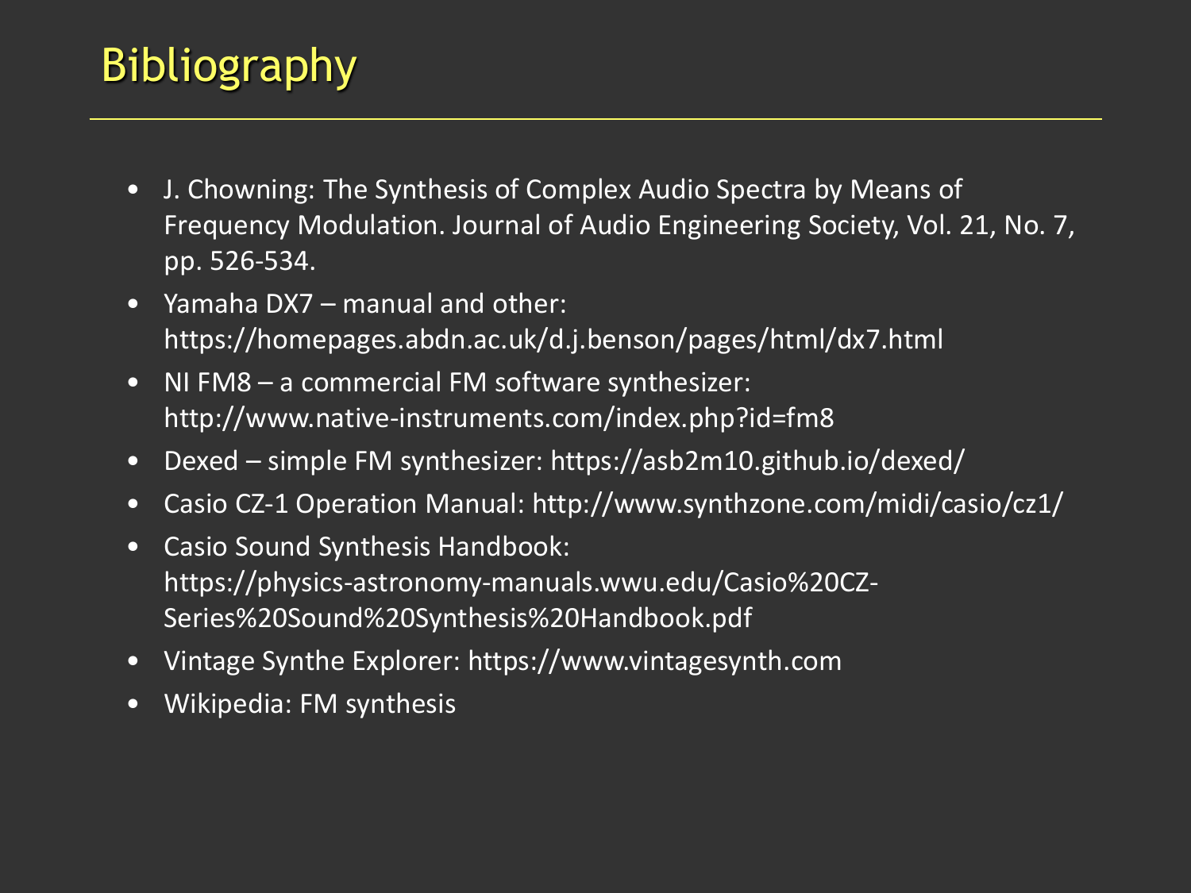# Bibliography

- J. Chowning: The Synthesis of Complex Audio Spectra by Means of Frequency Modulation. Journal of Audio Engineering Society, Vol. 21, No. 7, pp. 526-534.
- Yamaha DX7 – manual and other: https://homepages.abdn.ac.uk/d.j.benson/pages/html/dx7.html
- NI FM8 – a commercial FM software synthesizer: http://www.native-instruments.com/index.php?id=fm8
- Dexed – simple FM synthesizer: https://asb2m10.github.io/dexed/
- Casio CZ-1 Operation Manual: http://www.synthzone.com/midi/casio/cz1/
- Casio Sound Synthesis Handbook: https://physics-astronomy-manuals.wwu.edu/Casio%20CZ-Series%20Sound%20Synthesis%20Handbook.pdf
- Vintage Synthe Explorer: https://www.vintagesynth.com
- Wikipedia: FM synthesis